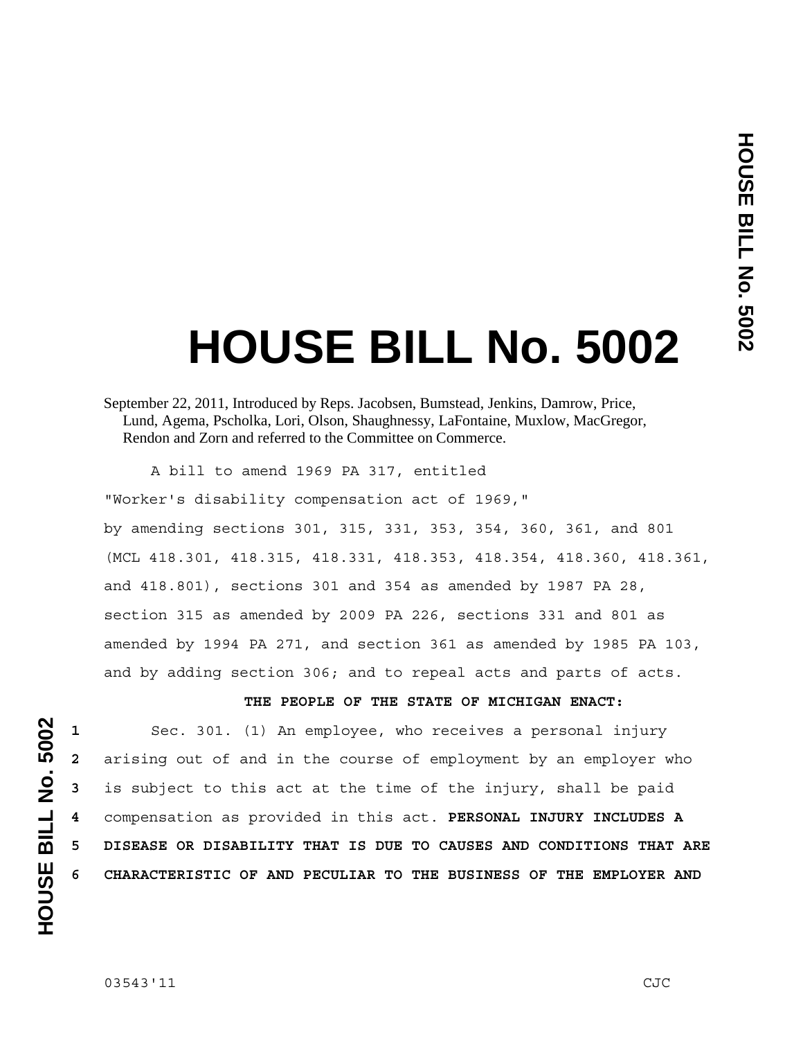# HOUSE BILL No. 5002

September 22, 2011, Introduced by Reps. Jacobsen, Bumstead, Jenkins, Damrow, Price, Lund, Agema, Pscholka, Lori, Olson, Shaughnessy, LaFontaine, Muxlow, MacGregor, Rendon and Zorn and referred to the Committee on Commerce.

A bill to amend 1969 PA 317, entitled

"Worker's disability compensation act of 1969,"

by amending sections 301, 315, 331, 353, 354, 360, 361, and 801 (MCL 418.301, 418.315, 418.331, 418.353, 418.354, 418.360, 418.361, and 418.801), sections 301 and 354 as amended by 1987 PA 28, section 315 as amended by 2009 PA 226, sections 331 and 801 as amended by 1994 PA 271, and section 361 as amended by 1985 PA 103, and by adding section 306; and to repeal acts and parts of acts.

**THE PEOPLE OF THE STATE OF MICHIGAN ENACT:**

1 Sec. 301. (1) An employee, who receives a personal injury
2 arising out of and in the course of employment by an employer who
3 is subject to this act at the time of the injury, shall be paid
4 compensation as provided in this act. **PERSONAL INJURY INCLUDES A**
5 **DISEASE OR DISABILITY THAT IS DUE TO CAUSES AND CONDITIONS THAT ARE**
6 **CHARACTERISTIC OF AND PECULIAR TO THE BUSINESS OF THE EMPLOYER AND**

03543'11 CJC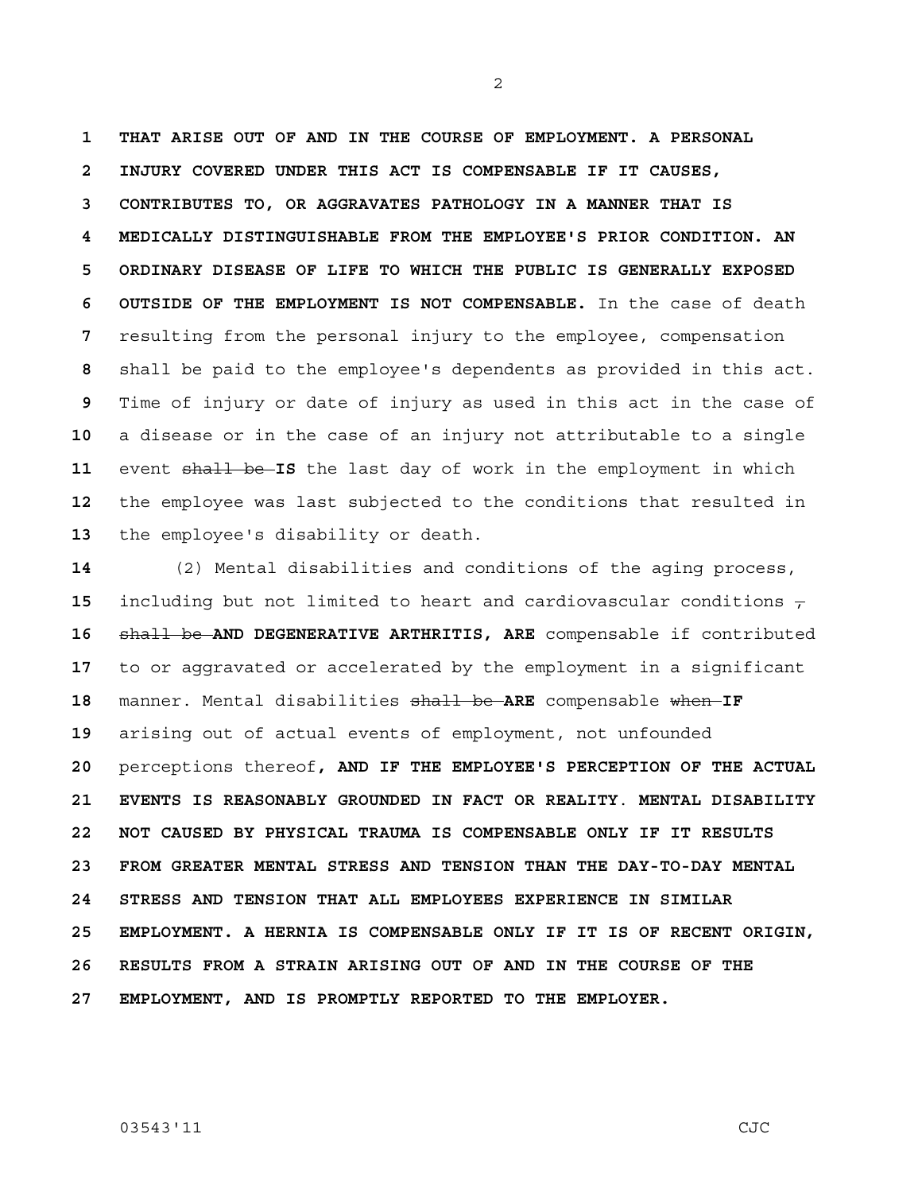THAT ARISE OUT OF AND IN THE COURSE OF EMPLOYMENT. A PERSONAL INJURY COVERED UNDER THIS ACT IS COMPENSABLE IF IT CAUSES, CONTRIBUTES TO, OR AGGRAVATES PATHOLOGY IN A MANNER THAT IS MEDICALLY DISTINGUISHABLE FROM THE EMPLOYEE'S PRIOR CONDITION. AN ORDINARY DISEASE OF LIFE TO WHICH THE PUBLIC IS GENERALLY EXPOSED OUTSIDE OF THE EMPLOYMENT IS NOT COMPENSABLE. In the case of death resulting from the personal injury to the employee, compensation shall be paid to the employee's dependents as provided in this act. Time of injury or date of injury as used in this act in the case of a disease or in the case of an injury not attributable to a single event ~~shall be~~ **IS** the last day of work in the employment in which the employee was last subjected to the conditions that resulted in the employee's disability or death.

(2) Mental disabilities and conditions of the aging process, including but not limited to heart and cardiovascular conditions ~~,~~ ~~shall be~~ **AND DEGENERATIVE ARTHRITIS, ARE** compensable if contributed to or aggravated or accelerated by the employment in a significant manner. Mental disabilities ~~shall be~~ **ARE** compensable ~~when~~ **IF** arising out of actual events of employment, not unfounded perceptions thereof**, AND IF THE EMPLOYEE'S PERCEPTION OF THE ACTUAL EVENTS IS REASONABLY GROUNDED IN FACT OR REALITY. MENTAL DISABILITY NOT CAUSED BY PHYSICAL TRAUMA IS COMPENSABLE ONLY IF IT RESULTS FROM GREATER MENTAL STRESS AND TENSION THAN THE DAY-TO-DAY MENTAL STRESS AND TENSION THAT ALL EMPLOYEES EXPERIENCE IN SIMILAR EMPLOYMENT. A HERNIA IS COMPENSABLE ONLY IF IT IS OF RECENT ORIGIN, RESULTS FROM A STRAIN ARISING OUT OF AND IN THE COURSE OF THE EMPLOYMENT, AND IS PROMPTLY REPORTED TO THE EMPLOYER.**

03543'11 CJC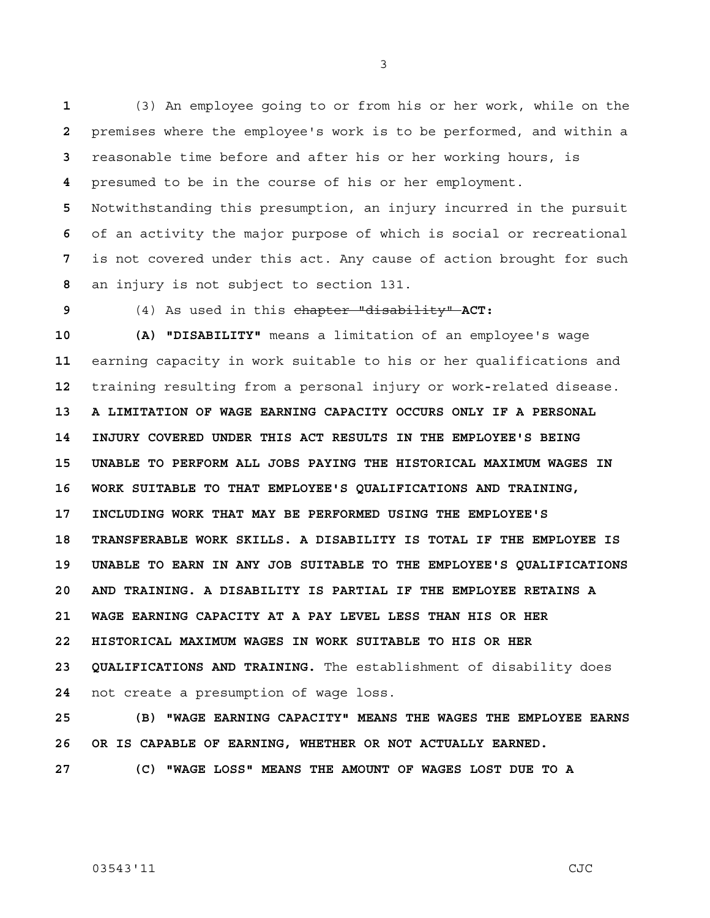(3) An employee going to or from his or her work, while on the premises where the employee's work is to be performed, and within a reasonable time before and after his or her working hours, is presumed to be in the course of his or her employment. Notwithstanding this presumption, an injury incurred in the pursuit of an activity the major purpose of which is social or recreational is not covered under this act. Any cause of action brought for such an injury is not subject to section 131.

(4) As used in this ~~chapter "disability"~~ **ACT:**

**(A) "DISABILITY"** means a limitation of an employee's wage earning capacity in work suitable to his or her qualifications and training resulting from a personal injury or work-related disease. **A LIMITATION OF WAGE EARNING CAPACITY OCCURS ONLY IF A PERSONAL INJURY COVERED UNDER THIS ACT RESULTS IN THE EMPLOYEE'S BEING UNABLE TO PERFORM ALL JOBS PAYING THE HISTORICAL MAXIMUM WAGES IN WORK SUITABLE TO THAT EMPLOYEE'S QUALIFICATIONS AND TRAINING, INCLUDING WORK THAT MAY BE PERFORMED USING THE EMPLOYEE'S TRANSFERABLE WORK SKILLS. A DISABILITY IS TOTAL IF THE EMPLOYEE IS UNABLE TO EARN IN ANY JOB SUITABLE TO THE EMPLOYEE'S QUALIFICATIONS AND TRAINING. A DISABILITY IS PARTIAL IF THE EMPLOYEE RETAINS A WAGE EARNING CAPACITY AT A PAY LEVEL LESS THAN HIS OR HER HISTORICAL MAXIMUM WAGES IN WORK SUITABLE TO HIS OR HER QUALIFICATIONS AND TRAINING.** The establishment of disability does not create a presumption of wage loss.

**(B) "WAGE EARNING CAPACITY" MEANS THE WAGES THE EMPLOYEE EARNS OR IS CAPABLE OF EARNING, WHETHER OR NOT ACTUALLY EARNED.**

**(C) "WAGE LOSS" MEANS THE AMOUNT OF WAGES LOST DUE TO A**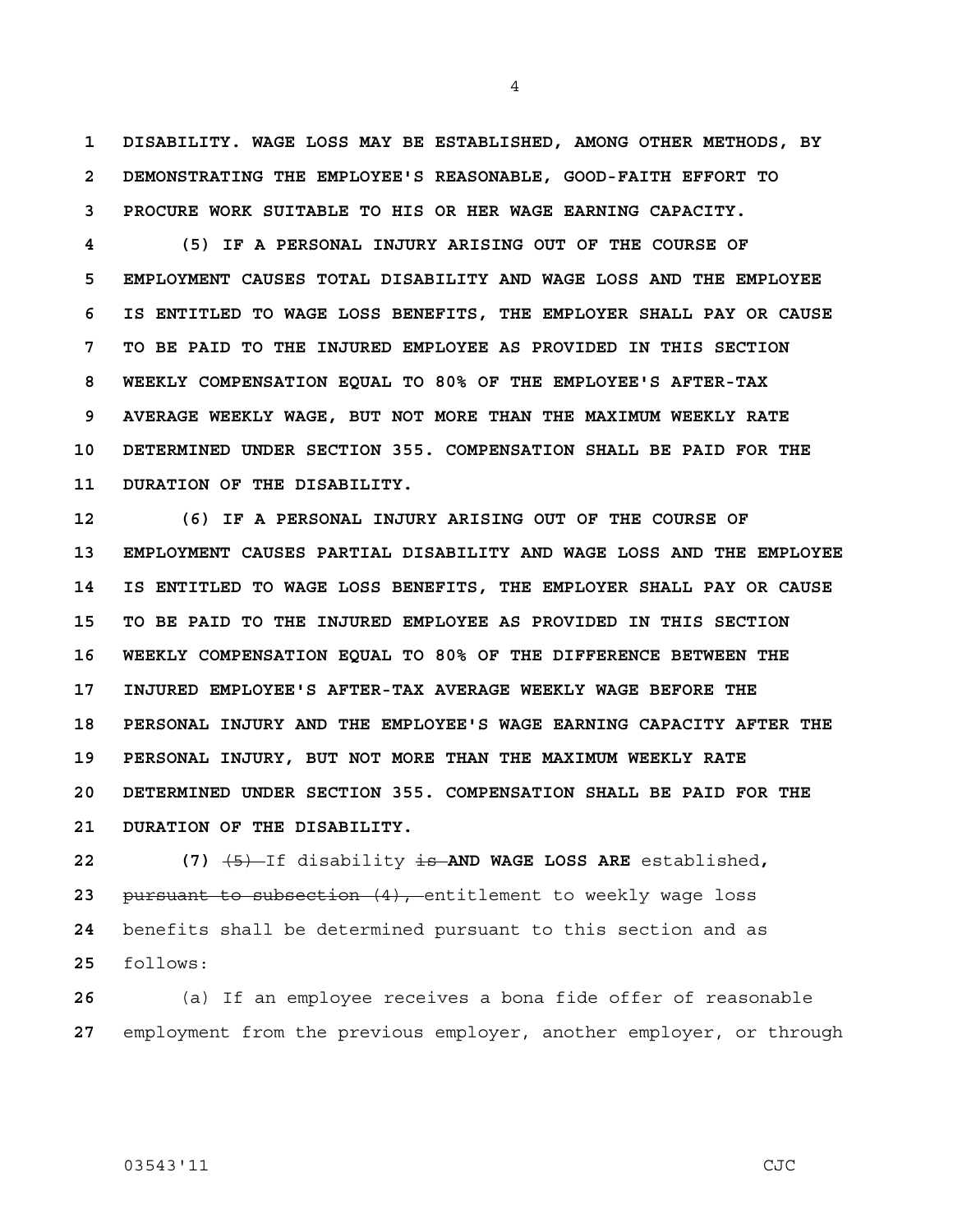**DISABILITY. WAGE LOSS MAY BE ESTABLISHED, AMONG OTHER METHODS, BY DEMONSTRATING THE EMPLOYEE'S REASONABLE, GOOD-FAITH EFFORT TO PROCURE WORK SUITABLE TO HIS OR HER WAGE EARNING CAPACITY.**

**(5) IF A PERSONAL INJURY ARISING OUT OF THE COURSE OF EMPLOYMENT CAUSES TOTAL DISABILITY AND WAGE LOSS AND THE EMPLOYEE IS ENTITLED TO WAGE LOSS BENEFITS, THE EMPLOYER SHALL PAY OR CAUSE TO BE PAID TO THE INJURED EMPLOYEE AS PROVIDED IN THIS SECTION WEEKLY COMPENSATION EQUAL TO 80% OF THE EMPLOYEE'S AFTER-TAX AVERAGE WEEKLY WAGE, BUT NOT MORE THAN THE MAXIMUM WEEKLY RATE DETERMINED UNDER SECTION 355. COMPENSATION SHALL BE PAID FOR THE DURATION OF THE DISABILITY.**

**(6) IF A PERSONAL INJURY ARISING OUT OF THE COURSE OF EMPLOYMENT CAUSES PARTIAL DISABILITY AND WAGE LOSS AND THE EMPLOYEE IS ENTITLED TO WAGE LOSS BENEFITS, THE EMPLOYER SHALL PAY OR CAUSE TO BE PAID TO THE INJURED EMPLOYEE AS PROVIDED IN THIS SECTION WEEKLY COMPENSATION EQUAL TO 80% OF THE DIFFERENCE BETWEEN THE INJURED EMPLOYEE'S AFTER-TAX AVERAGE WEEKLY WAGE BEFORE THE PERSONAL INJURY AND THE EMPLOYEE'S WAGE EARNING CAPACITY AFTER THE PERSONAL INJURY, BUT NOT MORE THAN THE MAXIMUM WEEKLY RATE DETERMINED UNDER SECTION 355. COMPENSATION SHALL BE PAID FOR THE DURATION OF THE DISABILITY.**

**(7)** ~~(5)~~ If disability ~~is~~ **AND WAGE LOSS ARE** established**,** ~~pursuant to subsection (4),~~ entitlement to weekly wage loss benefits shall be determined pursuant to this section and as follows:

(a) If an employee receives a bona fide offer of reasonable employment from the previous employer, another employer, or through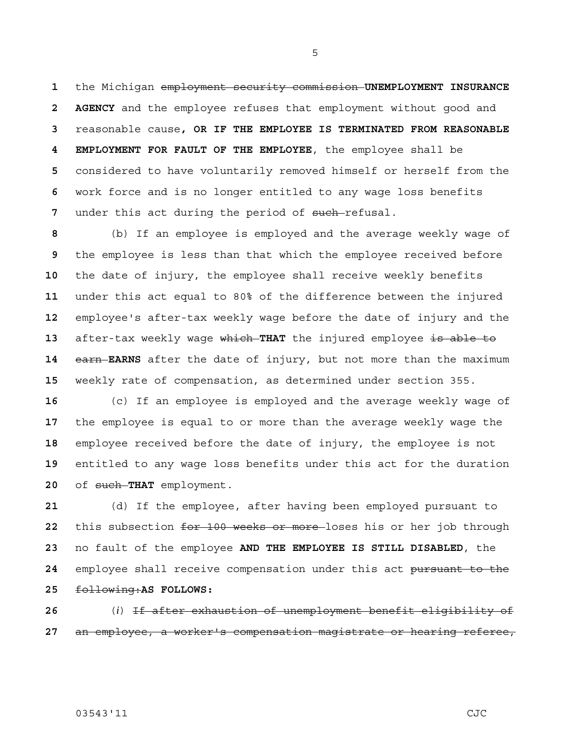the Michigan ~~employment security commission~~ **UNEMPLOYMENT INSURANCE AGENCY** and the employee refuses that employment without good and reasonable cause**, OR IF THE EMPLOYEE IS TERMINATED FROM REASONABLE EMPLOYMENT FOR FAULT OF THE EMPLOYEE**, the employee shall be considered to have voluntarily removed himself or herself from the work force and is no longer entitled to any wage loss benefits under this act during the period of ~~such~~ refusal.

(b) If an employee is employed and the average weekly wage of the employee is less than that which the employee received before the date of injury, the employee shall receive weekly benefits under this act equal to 80% of the difference between the injured employee's after-tax weekly wage before the date of injury and the after-tax weekly wage ~~which~~ **THAT** the injured employee ~~is able to earn~~ **EARNS** after the date of injury, but not more than the maximum weekly rate of compensation, as determined under section 355.

(c) If an employee is employed and the average weekly wage of the employee is equal to or more than the average weekly wage the employee received before the date of injury, the employee is not entitled to any wage loss benefits under this act for the duration of ~~such~~ **THAT** employment.

(d) If the employee, after having been employed pursuant to this subsection ~~for 100 weeks or more~~ loses his or her job through no fault of the employee **AND THE EMPLOYEE IS STILL DISABLED**, the employee shall receive compensation under this act ~~pursuant to the following:~~**AS FOLLOWS:**

(*i*) ~~If after exhaustion of unemployment benefit eligibility of an employee, a worker's compensation magistrate or hearing referee,~~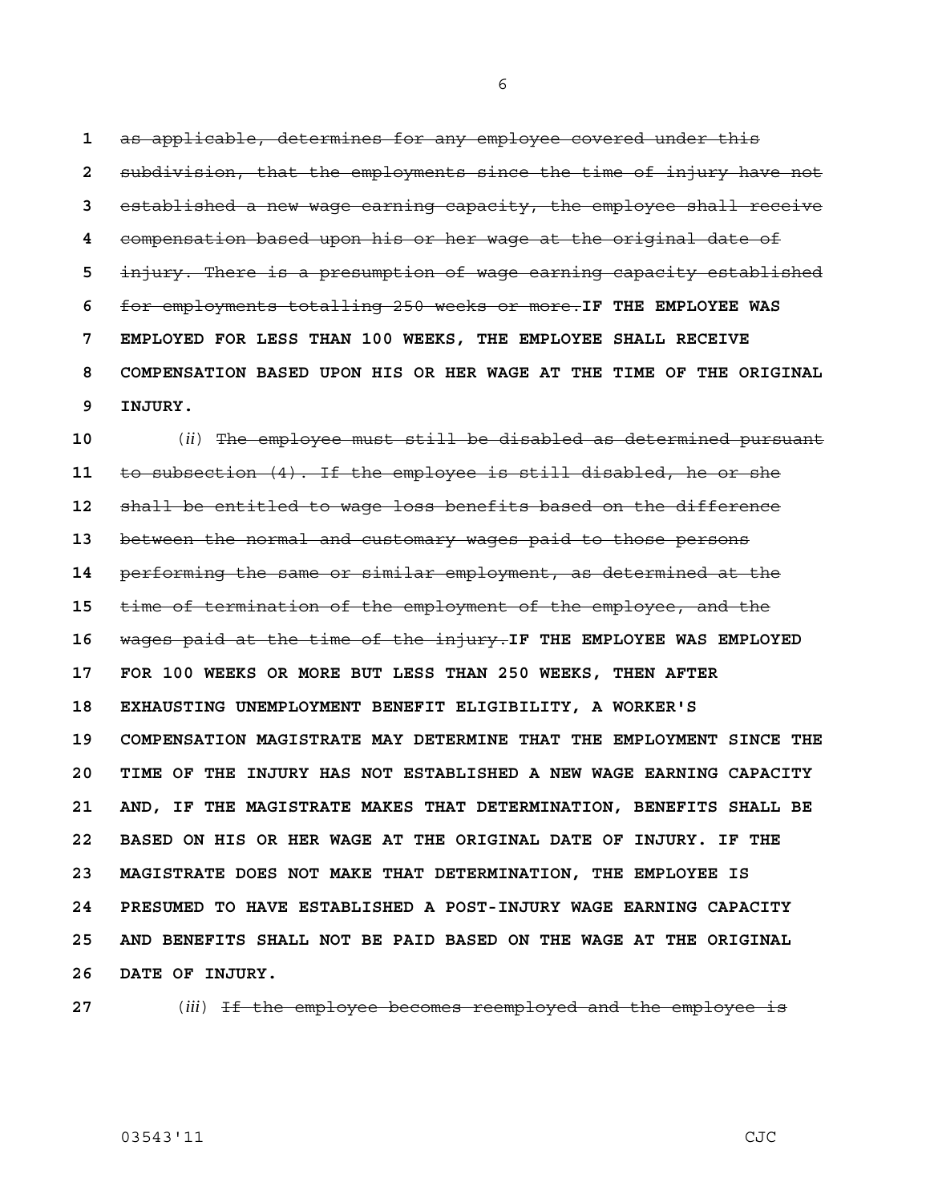~~as applicable, determines for any employee covered under this subdivision, that the employments since the time of injury have not established a new wage earning capacity, the employee shall receive compensation based upon his or her wage at the original date of injury. There is a presumption of wage earning capacity established for employments totalling 250 weeks or more.~~ **IF THE EMPLOYEE WAS EMPLOYED FOR LESS THAN 100 WEEKS, THE EMPLOYEE SHALL RECEIVE COMPENSATION BASED UPON HIS OR HER WAGE AT THE TIME OF THE ORIGINAL INJURY.**

(*ii*) ~~The employee must still be disabled as determined pursuant to subsection (4). If the employee is still disabled, he or she shall be entitled to wage loss benefits based on the difference between the normal and customary wages paid to those persons performing the same or similar employment, as determined at the time of termination of the employment of the employee, and the wages paid at the time of the injury.~~ **IF THE EMPLOYEE WAS EMPLOYED FOR 100 WEEKS OR MORE BUT LESS THAN 250 WEEKS, THEN AFTER EXHAUSTING UNEMPLOYMENT BENEFIT ELIGIBILITY, A WORKER'S COMPENSATION MAGISTRATE MAY DETERMINE THAT THE EMPLOYMENT SINCE THE TIME OF THE INJURY HAS NOT ESTABLISHED A NEW WAGE EARNING CAPACITY AND, IF THE MAGISTRATE MAKES THAT DETERMINATION, BENEFITS SHALL BE BASED ON HIS OR HER WAGE AT THE ORIGINAL DATE OF INJURY. IF THE MAGISTRATE DOES NOT MAKE THAT DETERMINATION, THE EMPLOYEE IS PRESUMED TO HAVE ESTABLISHED A POST-INJURY WAGE EARNING CAPACITY AND BENEFITS SHALL NOT BE PAID BASED ON THE WAGE AT THE ORIGINAL DATE OF INJURY.**

(*iii*) ~~If the employee becomes reemployed and the employee is~~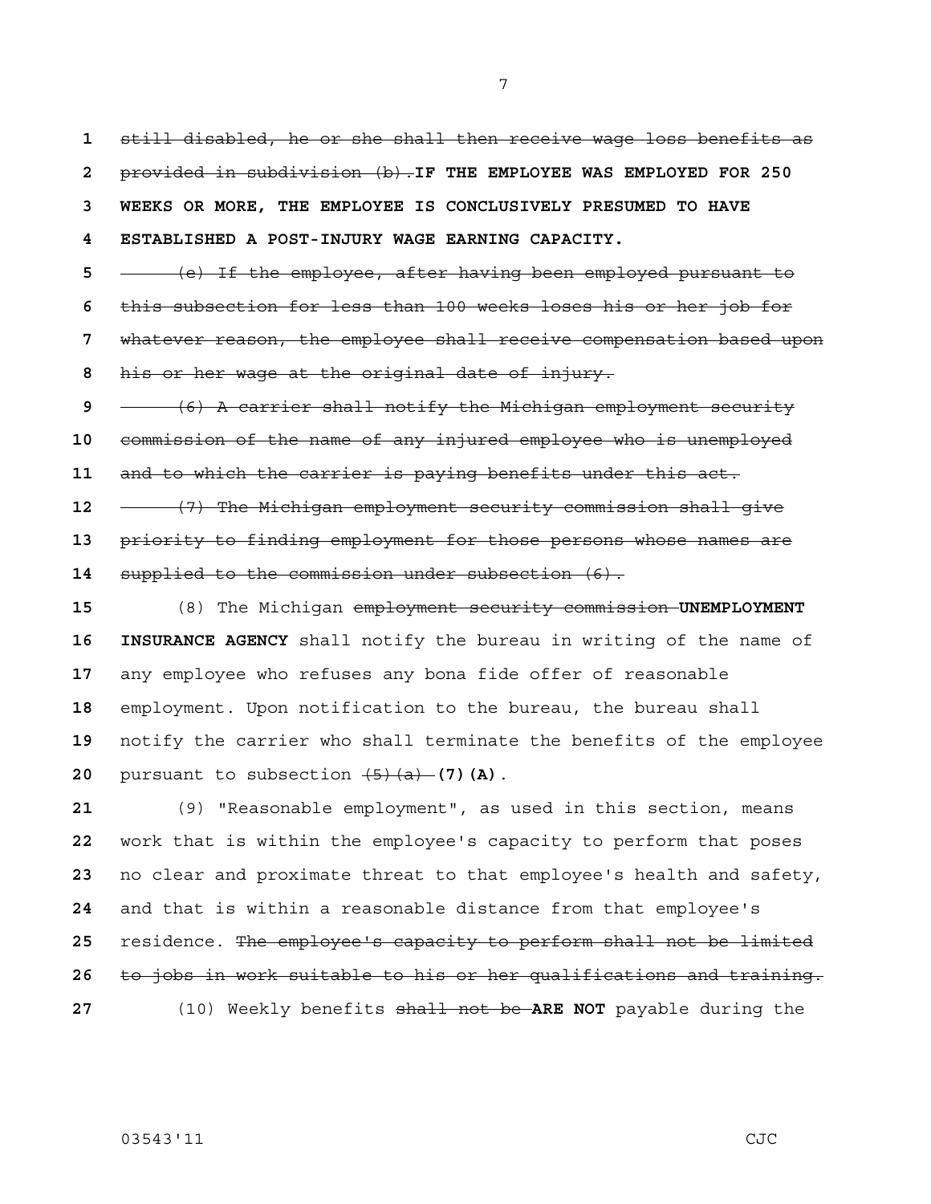~~still disabled, he or she shall then receive wage loss benefits as provided in subdivision (b).~~**IF THE EMPLOYEE WAS EMPLOYED FOR 250 WEEKS OR MORE, THE EMPLOYEE IS CONCLUSIVELY PRESUMED TO HAVE ESTABLISHED A POST-INJURY WAGE EARNING CAPACITY.**

~~(e) If the employee, after having been employed pursuant to this subsection for less than 100 weeks loses his or her job for whatever reason, the employee shall receive compensation based upon his or her wage at the original date of injury.~~

~~(6) A carrier shall notify the Michigan employment security commission of the name of any injured employee who is unemployed and to which the carrier is paying benefits under this act.~~

~~(7) The Michigan employment security commission shall give priority to finding employment for those persons whose names are supplied to the commission under subsection (6).~~

(8) The Michigan ~~employment security commission~~ **UNEMPLOYMENT INSURANCE AGENCY** shall notify the bureau in writing of the name of any employee who refuses any bona fide offer of reasonable employment. Upon notification to the bureau, the bureau shall notify the carrier who shall terminate the benefits of the employee pursuant to subsection ~~(5)(a)~~ **(7)(A)**.

(9) "Reasonable employment", as used in this section, means work that is within the employee's capacity to perform that poses no clear and proximate threat to that employee's health and safety, and that is within a reasonable distance from that employee's residence. ~~The employee's capacity to perform shall not be limited to jobs in work suitable to his or her qualifications and training.~~

(10) Weekly benefits ~~shall not be~~ **ARE NOT** payable during the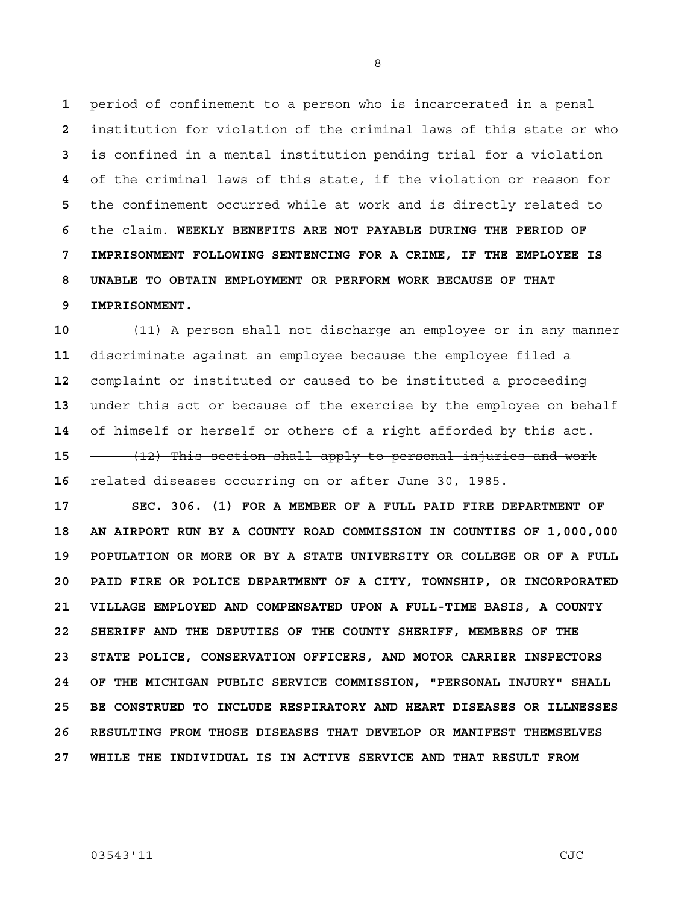period of confinement to a person who is incarcerated in a penal institution for violation of the criminal laws of this state or who is confined in a mental institution pending trial for a violation of the criminal laws of this state, if the violation or reason for the confinement occurred while at work and is directly related to the claim. **WEEKLY BENEFITS ARE NOT PAYABLE DURING THE PERIOD OF IMPRISONMENT FOLLOWING SENTENCING FOR A CRIME, IF THE EMPLOYEE IS UNABLE TO OBTAIN EMPLOYMENT OR PERFORM WORK BECAUSE OF THAT IMPRISONMENT.**

(11) A person shall not discharge an employee or in any manner discriminate against an employee because the employee filed a complaint or instituted or caused to be instituted a proceeding under this act or because of the exercise by the employee on behalf of himself or herself or others of a right afforded by this act.

~~(12) This section shall apply to personal injuries and work related diseases occurring on or after June 30, 1985.~~

**SEC. 306. (1) FOR A MEMBER OF A FULL PAID FIRE DEPARTMENT OF AN AIRPORT RUN BY A COUNTY ROAD COMMISSION IN COUNTIES OF 1,000,000 POPULATION OR MORE OR BY A STATE UNIVERSITY OR COLLEGE OR OF A FULL PAID FIRE OR POLICE DEPARTMENT OF A CITY, TOWNSHIP, OR INCORPORATED VILLAGE EMPLOYED AND COMPENSATED UPON A FULL-TIME BASIS, A COUNTY SHERIFF AND THE DEPUTIES OF THE COUNTY SHERIFF, MEMBERS OF THE STATE POLICE, CONSERVATION OFFICERS, AND MOTOR CARRIER INSPECTORS OF THE MICHIGAN PUBLIC SERVICE COMMISSION, "PERSONAL INJURY" SHALL BE CONSTRUED TO INCLUDE RESPIRATORY AND HEART DISEASES OR ILLNESSES RESULTING FROM THOSE DISEASES THAT DEVELOP OR MANIFEST THEMSELVES WHILE THE INDIVIDUAL IS IN ACTIVE SERVICE AND THAT RESULT FROM**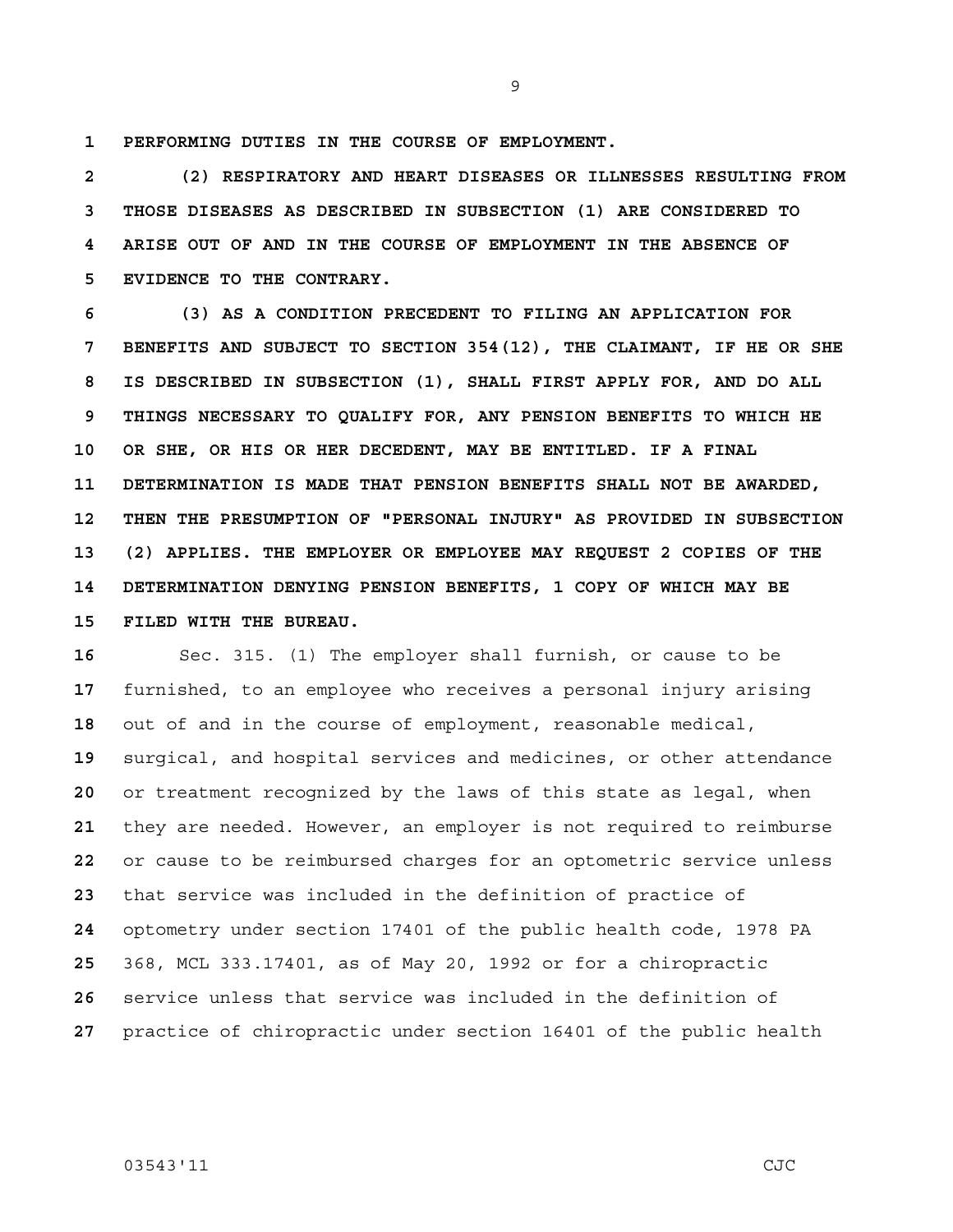**PERFORMING DUTIES IN THE COURSE OF EMPLOYMENT.**

**(2) RESPIRATORY AND HEART DISEASES OR ILLNESSES RESULTING FROM THOSE DISEASES AS DESCRIBED IN SUBSECTION (1) ARE CONSIDERED TO ARISE OUT OF AND IN THE COURSE OF EMPLOYMENT IN THE ABSENCE OF EVIDENCE TO THE CONTRARY.**

**(3) AS A CONDITION PRECEDENT TO FILING AN APPLICATION FOR BENEFITS AND SUBJECT TO SECTION 354(12), THE CLAIMANT, IF HE OR SHE IS DESCRIBED IN SUBSECTION (1), SHALL FIRST APPLY FOR, AND DO ALL THINGS NECESSARY TO QUALIFY FOR, ANY PENSION BENEFITS TO WHICH HE OR SHE, OR HIS OR HER DECEDENT, MAY BE ENTITLED. IF A FINAL DETERMINATION IS MADE THAT PENSION BENEFITS SHALL NOT BE AWARDED, THEN THE PRESUMPTION OF "PERSONAL INJURY" AS PROVIDED IN SUBSECTION (2) APPLIES. THE EMPLOYER OR EMPLOYEE MAY REQUEST 2 COPIES OF THE DETERMINATION DENYING PENSION BENEFITS, 1 COPY OF WHICH MAY BE FILED WITH THE BUREAU.**

Sec. 315. (1) The employer shall furnish, or cause to be furnished, to an employee who receives a personal injury arising out of and in the course of employment, reasonable medical, surgical, and hospital services and medicines, or other attendance or treatment recognized by the laws of this state as legal, when they are needed. However, an employer is not required to reimburse or cause to be reimbursed charges for an optometric service unless that service was included in the definition of practice of optometry under section 17401 of the public health code, 1978 PA 368, MCL 333.17401, as of May 20, 1992 or for a chiropractic service unless that service was included in the definition of practice of chiropractic under section 16401 of the public health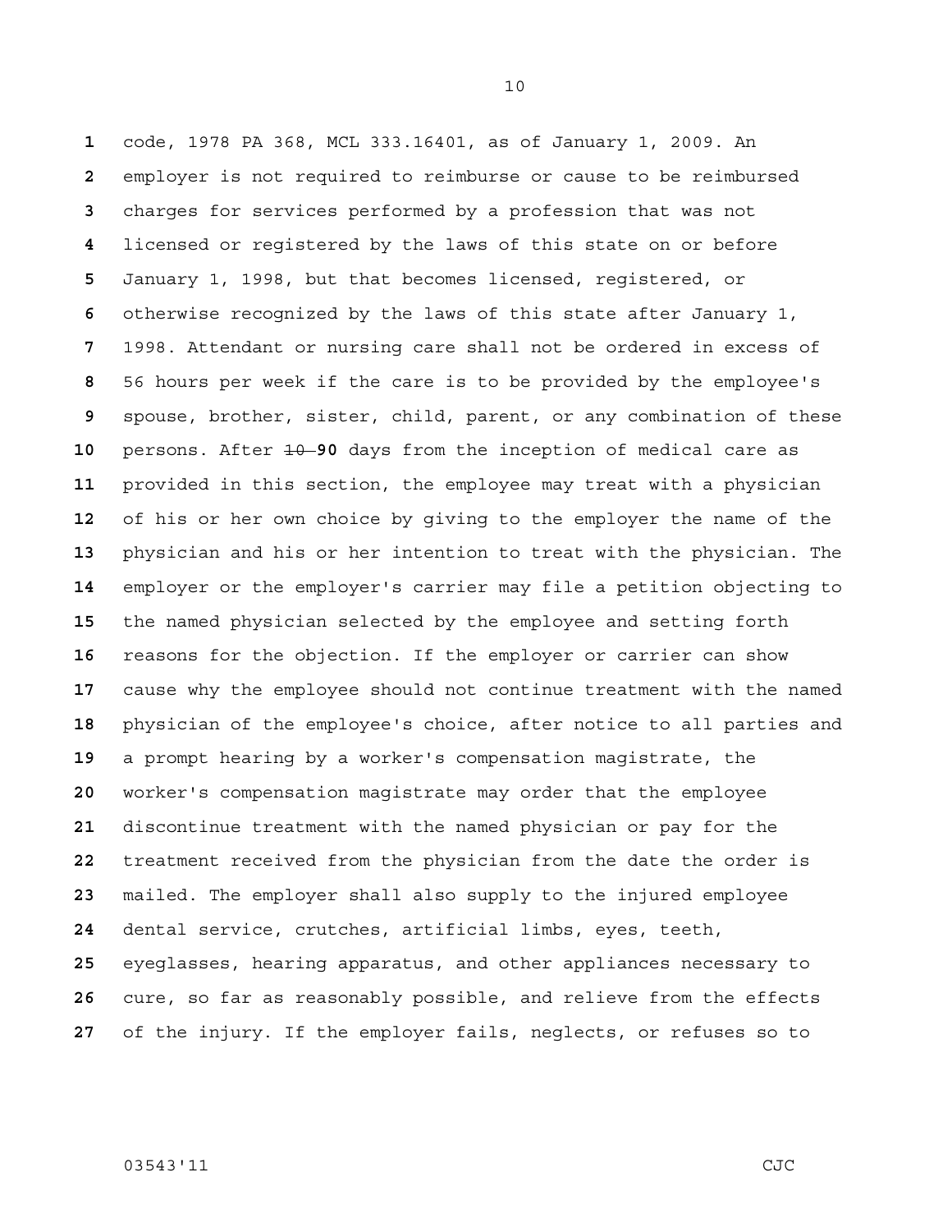code, 1978 PA 368, MCL 333.16401, as of January 1, 2009. An employer is not required to reimburse or cause to be reimbursed charges for services performed by a profession that was not licensed or registered by the laws of this state on or before January 1, 1998, but that becomes licensed, registered, or otherwise recognized by the laws of this state after January 1, 1998. Attendant or nursing care shall not be ordered in excess of 56 hours per week if the care is to be provided by the employee's spouse, brother, sister, child, parent, or any combination of these persons. After ~~10~~ **90** days from the inception of medical care as provided in this section, the employee may treat with a physician of his or her own choice by giving to the employer the name of the physician and his or her intention to treat with the physician. The employer or the employer's carrier may file a petition objecting to the named physician selected by the employee and setting forth reasons for the objection. If the employer or carrier can show cause why the employee should not continue treatment with the named physician of the employee's choice, after notice to all parties and a prompt hearing by a worker's compensation magistrate, the worker's compensation magistrate may order that the employee discontinue treatment with the named physician or pay for the treatment received from the physician from the date the order is mailed. The employer shall also supply to the injured employee dental service, crutches, artificial limbs, eyes, teeth, eyeglasses, hearing apparatus, and other appliances necessary to cure, so far as reasonably possible, and relieve from the effects of the injury. If the employer fails, neglects, or refuses so to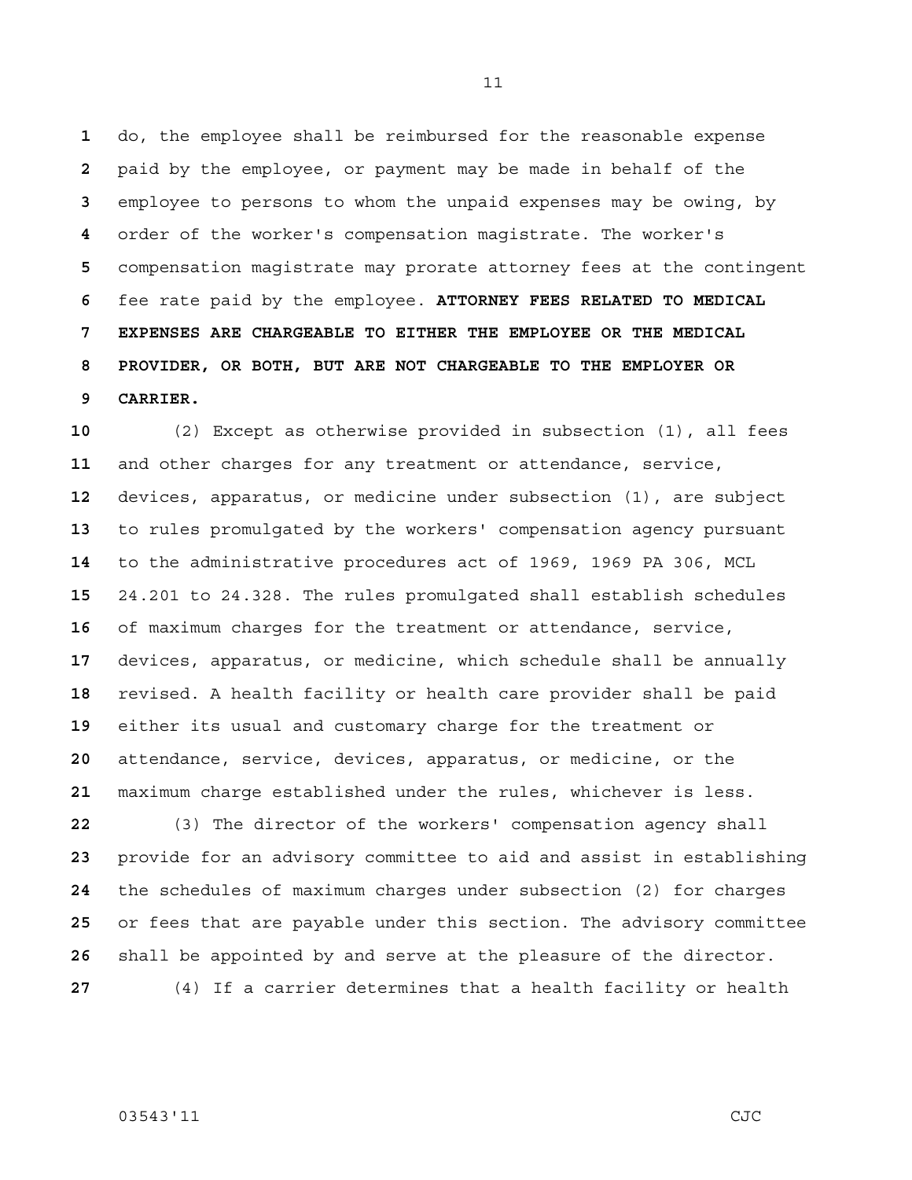do, the employee shall be reimbursed for the reasonable expense paid by the employee, or payment may be made in behalf of the employee to persons to whom the unpaid expenses may be owing, by order of the worker's compensation magistrate. The worker's compensation magistrate may prorate attorney fees at the contingent fee rate paid by the employee. **ATTORNEY FEES RELATED TO MEDICAL EXPENSES ARE CHARGEABLE TO EITHER THE EMPLOYEE OR THE MEDICAL PROVIDER, OR BOTH, BUT ARE NOT CHARGEABLE TO THE EMPLOYER OR CARRIER.**

(2) Except as otherwise provided in subsection (1), all fees and other charges for any treatment or attendance, service, devices, apparatus, or medicine under subsection (1), are subject to rules promulgated by the workers' compensation agency pursuant to the administrative procedures act of 1969, 1969 PA 306, MCL 24.201 to 24.328. The rules promulgated shall establish schedules of maximum charges for the treatment or attendance, service, devices, apparatus, or medicine, which schedule shall be annually revised. A health facility or health care provider shall be paid either its usual and customary charge for the treatment or attendance, service, devices, apparatus, or medicine, or the maximum charge established under the rules, whichever is less.

(3) The director of the workers' compensation agency shall provide for an advisory committee to aid and assist in establishing the schedules of maximum charges under subsection (2) for charges or fees that are payable under this section. The advisory committee shall be appointed by and serve at the pleasure of the director.

(4) If a carrier determines that a health facility or health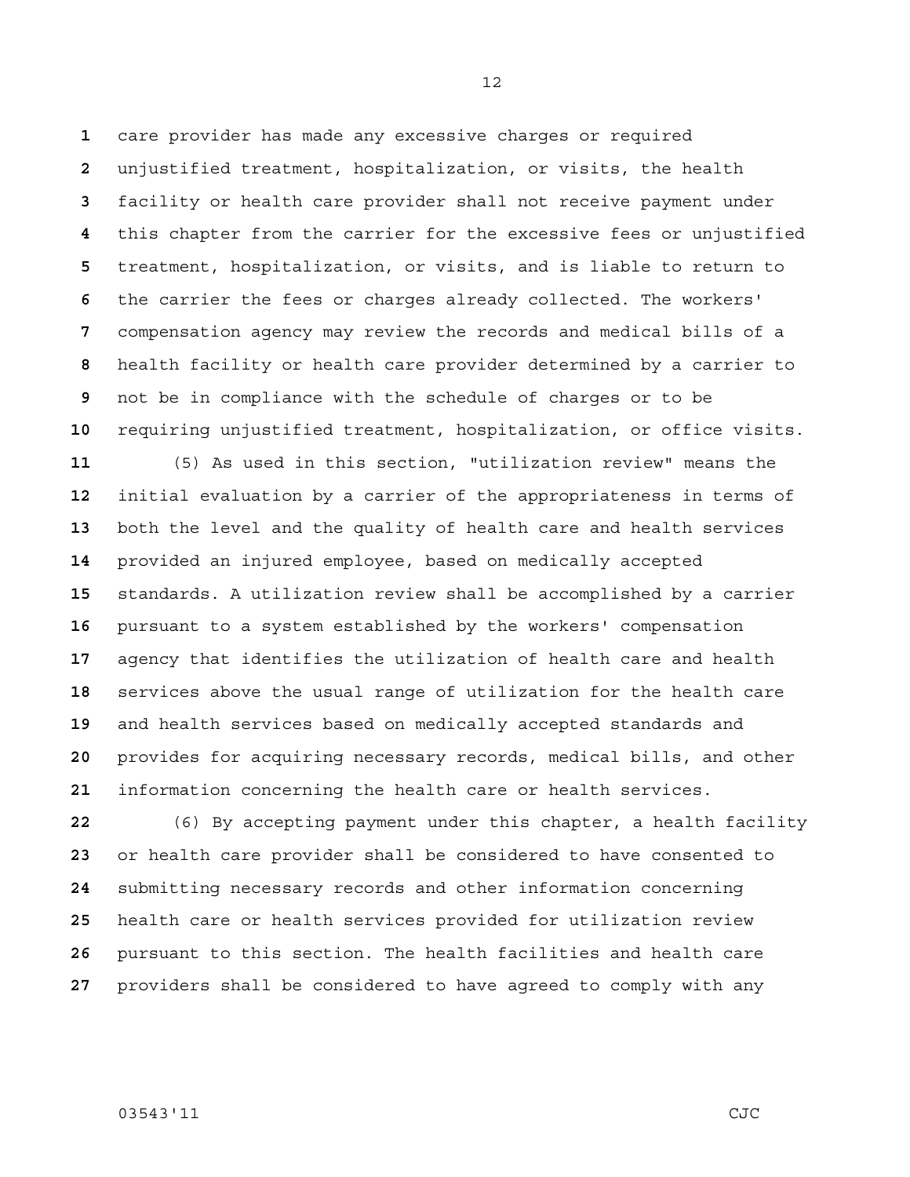care provider has made any excessive charges or required unjustified treatment, hospitalization, or visits, the health facility or health care provider shall not receive payment under this chapter from the carrier for the excessive fees or unjustified treatment, hospitalization, or visits, and is liable to return to the carrier the fees or charges already collected. The workers' compensation agency may review the records and medical bills of a health facility or health care provider determined by a carrier to not be in compliance with the schedule of charges or to be requiring unjustified treatment, hospitalization, or office visits.

(5) As used in this section, "utilization review" means the initial evaluation by a carrier of the appropriateness in terms of both the level and the quality of health care and health services provided an injured employee, based on medically accepted standards. A utilization review shall be accomplished by a carrier pursuant to a system established by the workers' compensation agency that identifies the utilization of health care and health services above the usual range of utilization for the health care and health services based on medically accepted standards and provides for acquiring necessary records, medical bills, and other information concerning the health care or health services.

(6) By accepting payment under this chapter, a health facility or health care provider shall be considered to have consented to submitting necessary records and other information concerning health care or health services provided for utilization review pursuant to this section. The health facilities and health care providers shall be considered to have agreed to comply with any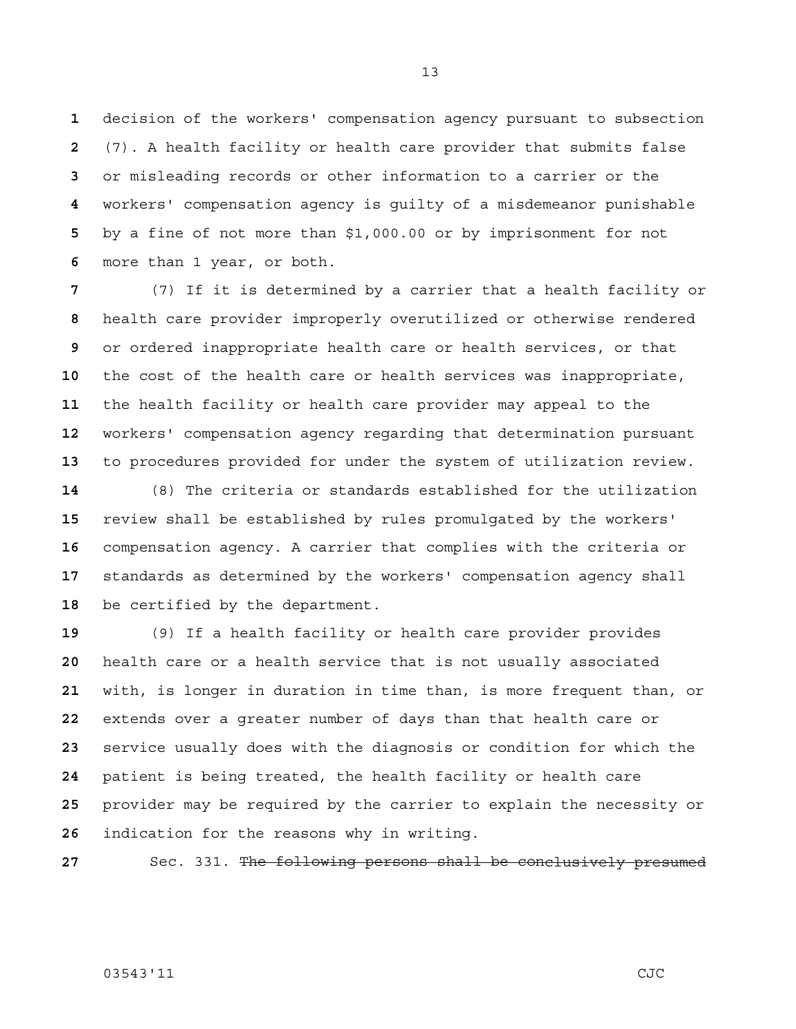decision of the workers' compensation agency pursuant to subsection (7). A health facility or health care provider that submits false or misleading records or other information to a carrier or the workers' compensation agency is guilty of a misdemeanor punishable by a fine of not more than $1,000.00 or by imprisonment for not more than 1 year, or both.

(7) If it is determined by a carrier that a health facility or health care provider improperly overutilized or otherwise rendered or ordered inappropriate health care or health services, or that the cost of the health care or health services was inappropriate, the health facility or health care provider may appeal to the workers' compensation agency regarding that determination pursuant to procedures provided for under the system of utilization review.

(8) The criteria or standards established for the utilization review shall be established by rules promulgated by the workers' compensation agency. A carrier that complies with the criteria or standards as determined by the workers' compensation agency shall be certified by the department.

(9) If a health facility or health care provider provides health care or a health service that is not usually associated with, is longer in duration in time than, is more frequent than, or extends over a greater number of days than that health care or service usually does with the diagnosis or condition for which the patient is being treated, the health facility or health care provider may be required by the carrier to explain the necessity or indication for the reasons why in writing.

Sec. 331. ~~The following persons shall be conclusively presumed~~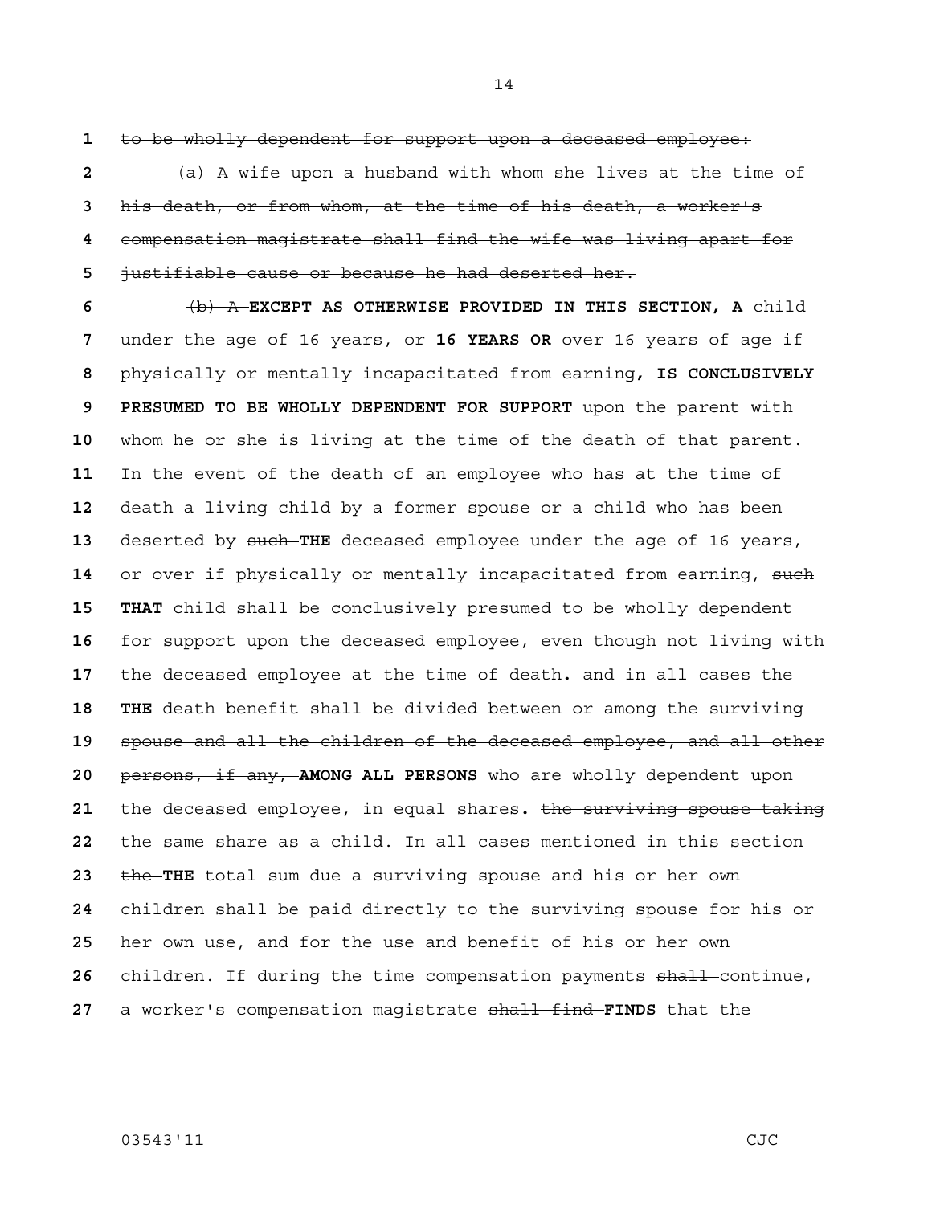~~to be wholly dependent for support upon a deceased employee:~~

~~(a) A wife upon a husband with whom she lives at the time of his death, or from whom, at the time of his death, a worker's compensation magistrate shall find the wife was living apart for justifiable cause or because he had deserted her.~~

~~(b) A~~ **EXCEPT AS OTHERWISE PROVIDED IN THIS SECTION, A** child under the age of 16 years, or **16 YEARS OR** over ~~16 years of age~~ if physically or mentally incapacitated from earning**, IS CONCLUSIVELY PRESUMED TO BE WHOLLY DEPENDENT FOR SUPPORT** upon the parent with whom he or she is living at the time of the death of that parent. In the event of the death of an employee who has at the time of death a living child by a former spouse or a child who has been deserted by ~~such~~ **THE** deceased employee under the age of 16 years, or over if physically or mentally incapacitated from earning, ~~such~~ **THAT** child shall be conclusively presumed to be wholly dependent for support upon the deceased employee, even though not living with the deceased employee at the time of death**.** ~~and in all cases the~~ **THE** death benefit shall be divided ~~between or among the surviving spouse and all the children of the deceased employee, and all other persons, if any,~~ **AMONG ALL PERSONS** who are wholly dependent upon the deceased employee, in equal shares**.** ~~the surviving spouse taking the same share as a child. In all cases mentioned in this section the~~ **THE** total sum due a surviving spouse and his or her own children shall be paid directly to the surviving spouse for his or her own use, and for the use and benefit of his or her own children. If during the time compensation payments ~~shall~~ continue, a worker's compensation magistrate ~~shall find~~ **FINDS** that the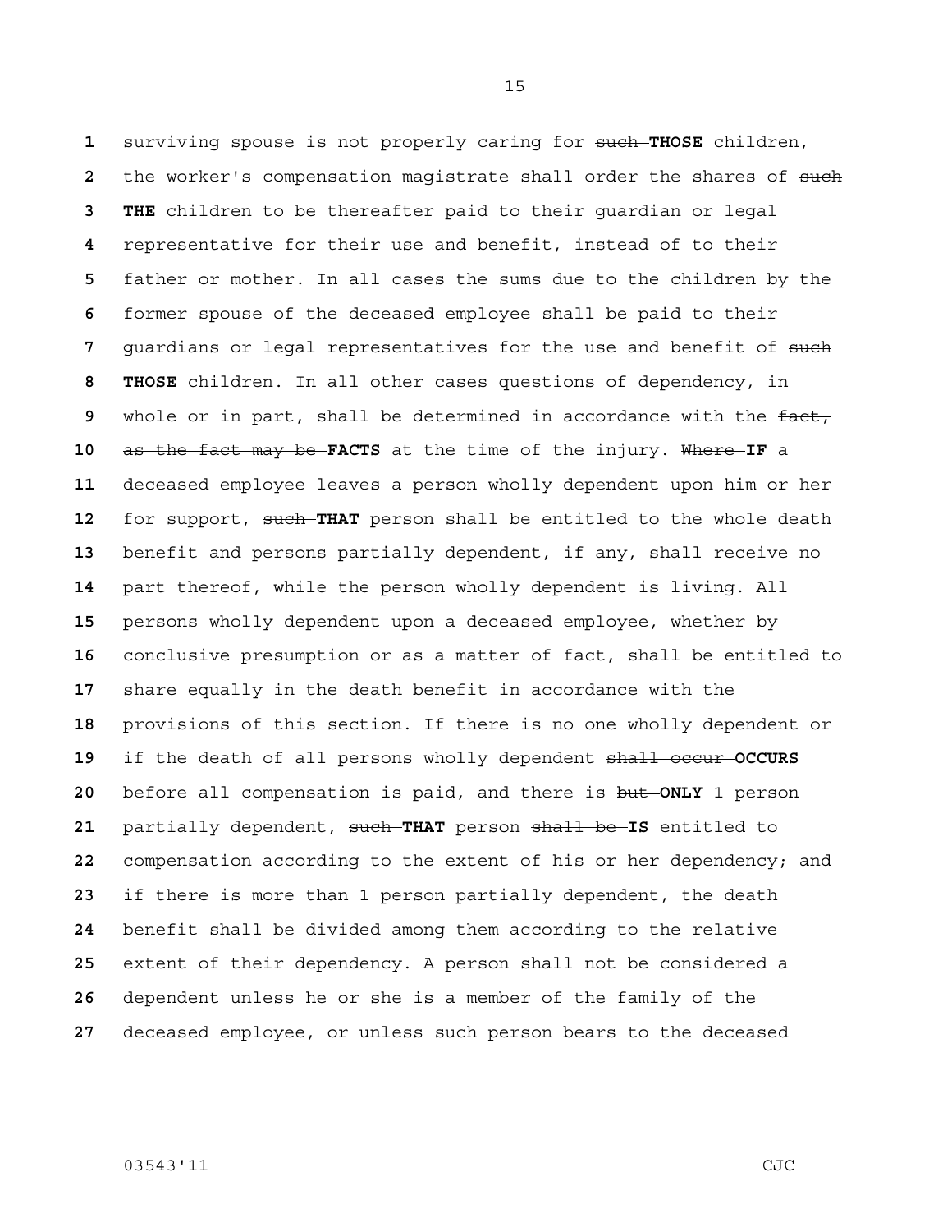surviving spouse is not properly caring for ~~such~~ **THOSE** children, the worker's compensation magistrate shall order the shares of ~~such~~ **THE** children to be thereafter paid to their guardian or legal representative for their use and benefit, instead of to their father or mother. In all cases the sums due to the children by the former spouse of the deceased employee shall be paid to their guardians or legal representatives for the use and benefit of ~~such~~ **THOSE** children. In all other cases questions of dependency, in whole or in part, shall be determined in accordance with the ~~fact, as the fact may be~~ **FACTS** at the time of the injury. ~~Where~~ **IF** a deceased employee leaves a person wholly dependent upon him or her for support, ~~such~~ **THAT** person shall be entitled to the whole death benefit and persons partially dependent, if any, shall receive no part thereof, while the person wholly dependent is living. All persons wholly dependent upon a deceased employee, whether by conclusive presumption or as a matter of fact, shall be entitled to share equally in the death benefit in accordance with the provisions of this section. If there is no one wholly dependent or if the death of all persons wholly dependent ~~shall occur~~ **OCCURS** before all compensation is paid, and there is ~~but~~ **ONLY** 1 person partially dependent, ~~such~~ **THAT** person ~~shall be~~ **IS** entitled to compensation according to the extent of his or her dependency; and if there is more than 1 person partially dependent, the death benefit shall be divided among them according to the relative extent of their dependency. A person shall not be considered a dependent unless he or she is a member of the family of the deceased employee, or unless such person bears to the deceased

03543'11 CJC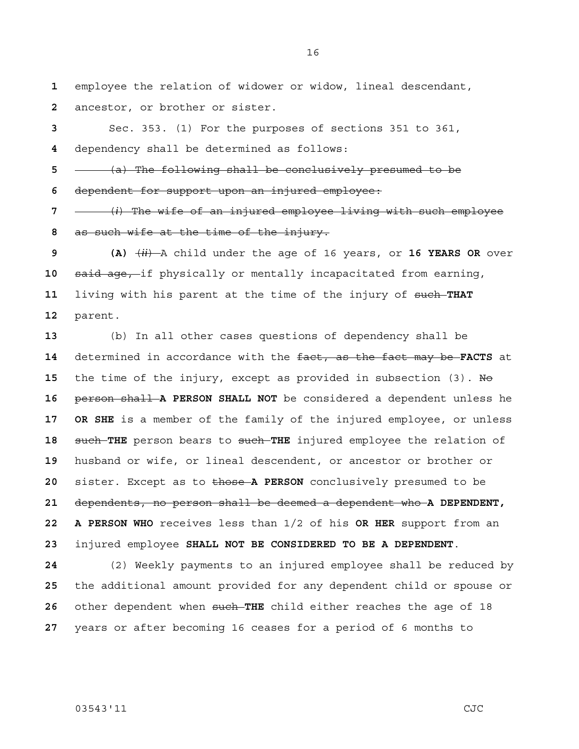employee the relation of widower or widow, lineal descendant, ancestor, or brother or sister.

Sec. 353. (1) For the purposes of sections 351 to 361, dependency shall be determined as follows:

~~(a) The following shall be conclusively presumed to be dependent for support upon an injured employee:~~

~~(*i*) The wife of an injured employee living with such employee as such wife at the time of the injury.~~

**(A)** ~~(*ii*)~~ A child under the age of 16 years, or **16 YEARS OR** over ~~said age,~~ if physically or mentally incapacitated from earning, living with his parent at the time of the injury of ~~such~~ **THAT** parent.

(b) In all other cases questions of dependency shall be determined in accordance with the ~~fact, as the fact may be~~ **FACTS** at the time of the injury, except as provided in subsection (3). ~~No person shall~~ **A PERSON SHALL NOT** be considered a dependent unless he **OR SHE** is a member of the family of the injured employee, or unless ~~such~~ **THE** person bears to ~~such~~ **THE** injured employee the relation of husband or wife, or lineal descendent, or ancestor or brother or sister. Except as to ~~those~~ **A PERSON** conclusively presumed to be ~~dependents, no person shall be deemed a dependent who~~ **A DEPENDENT, A PERSON WHO** receives less than 1/2 of his **OR HER** support from an injured employee **SHALL NOT BE CONSIDERED TO BE A DEPENDENT**.

(2) Weekly payments to an injured employee shall be reduced by the additional amount provided for any dependent child or spouse or other dependent when ~~such~~ **THE** child either reaches the age of 18 years or after becoming 16 ceases for a period of 6 months to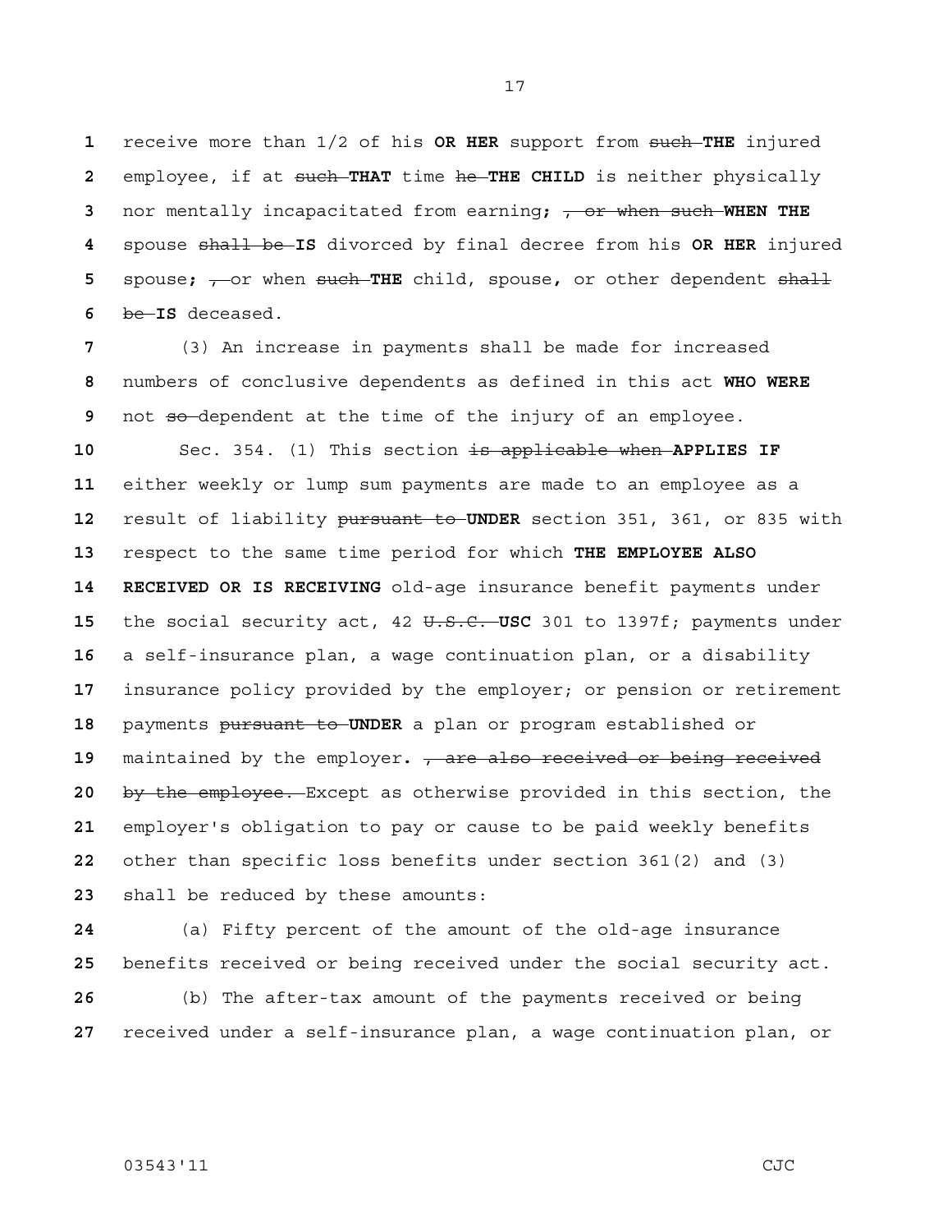receive more than 1/2 of his **OR HER** support from ~~such~~ **THE** injured employee, if at ~~such~~ **THAT** time ~~he~~ **THE CHILD** is neither physically nor mentally incapacitated from earning**;** ~~, or when such~~ **WHEN THE** spouse ~~shall be~~ **IS** divorced by final decree from his **OR HER** injured spouse**;** ~~,~~ or when ~~such~~ **THE** child, spouse**,** or other dependent ~~shall be~~ **IS** deceased.

(3) An increase in payments shall be made for increased numbers of conclusive dependents as defined in this act **WHO WERE** not ~~so~~ dependent at the time of the injury of an employee.

Sec. 354. (1) This section ~~is applicable when~~ **APPLIES IF** either weekly or lump sum payments are made to an employee as a result of liability ~~pursuant to~~ **UNDER** section 351, 361, or 835 with respect to the same time period for which **THE EMPLOYEE ALSO RECEIVED OR IS RECEIVING** old-age insurance benefit payments under the social security act, 42 ~~U.S.C.~~ **USC** 301 to 1397f; payments under a self-insurance plan, a wage continuation plan, or a disability insurance policy provided by the employer; or pension or retirement payments ~~pursuant to~~ **UNDER** a plan or program established or maintained by the employer**.** ~~, are also received or being received by the employee.~~ Except as otherwise provided in this section, the employer's obligation to pay or cause to be paid weekly benefits other than specific loss benefits under section 361(2) and (3) shall be reduced by these amounts:

(a) Fifty percent of the amount of the old-age insurance benefits received or being received under the social security act.

(b) The after-tax amount of the payments received or being received under a self-insurance plan, a wage continuation plan, or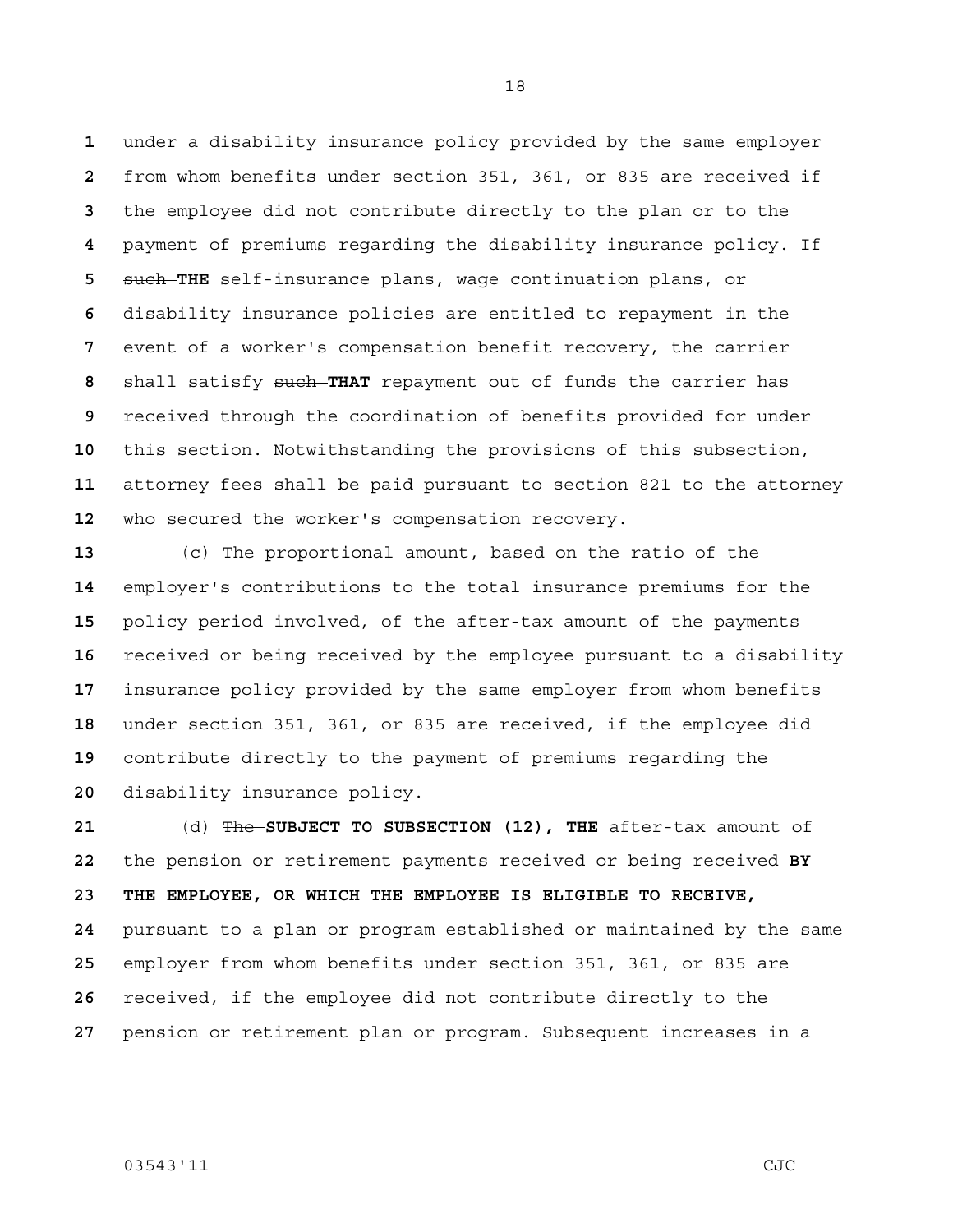under a disability insurance policy provided by the same employer from whom benefits under section 351, 361, or 835 are received if the employee did not contribute directly to the plan or to the payment of premiums regarding the disability insurance policy. If ~~such~~ **THE** self-insurance plans, wage continuation plans, or disability insurance policies are entitled to repayment in the event of a worker's compensation benefit recovery, the carrier shall satisfy ~~such~~ **THAT** repayment out of funds the carrier has received through the coordination of benefits provided for under this section. Notwithstanding the provisions of this subsection, attorney fees shall be paid pursuant to section 821 to the attorney who secured the worker's compensation recovery.

(c) The proportional amount, based on the ratio of the employer's contributions to the total insurance premiums for the policy period involved, of the after-tax amount of the payments received or being received by the employee pursuant to a disability insurance policy provided by the same employer from whom benefits under section 351, 361, or 835 are received, if the employee did contribute directly to the payment of premiums regarding the disability insurance policy.

(d) ~~The~~ **SUBJECT TO SUBSECTION (12), THE** after-tax amount of the pension or retirement payments received or being received **BY THE EMPLOYEE, OR WHICH THE EMPLOYEE IS ELIGIBLE TO RECEIVE,** pursuant to a plan or program established or maintained by the same employer from whom benefits under section 351, 361, or 835 are received, if the employee did not contribute directly to the pension or retirement plan or program. Subsequent increases in a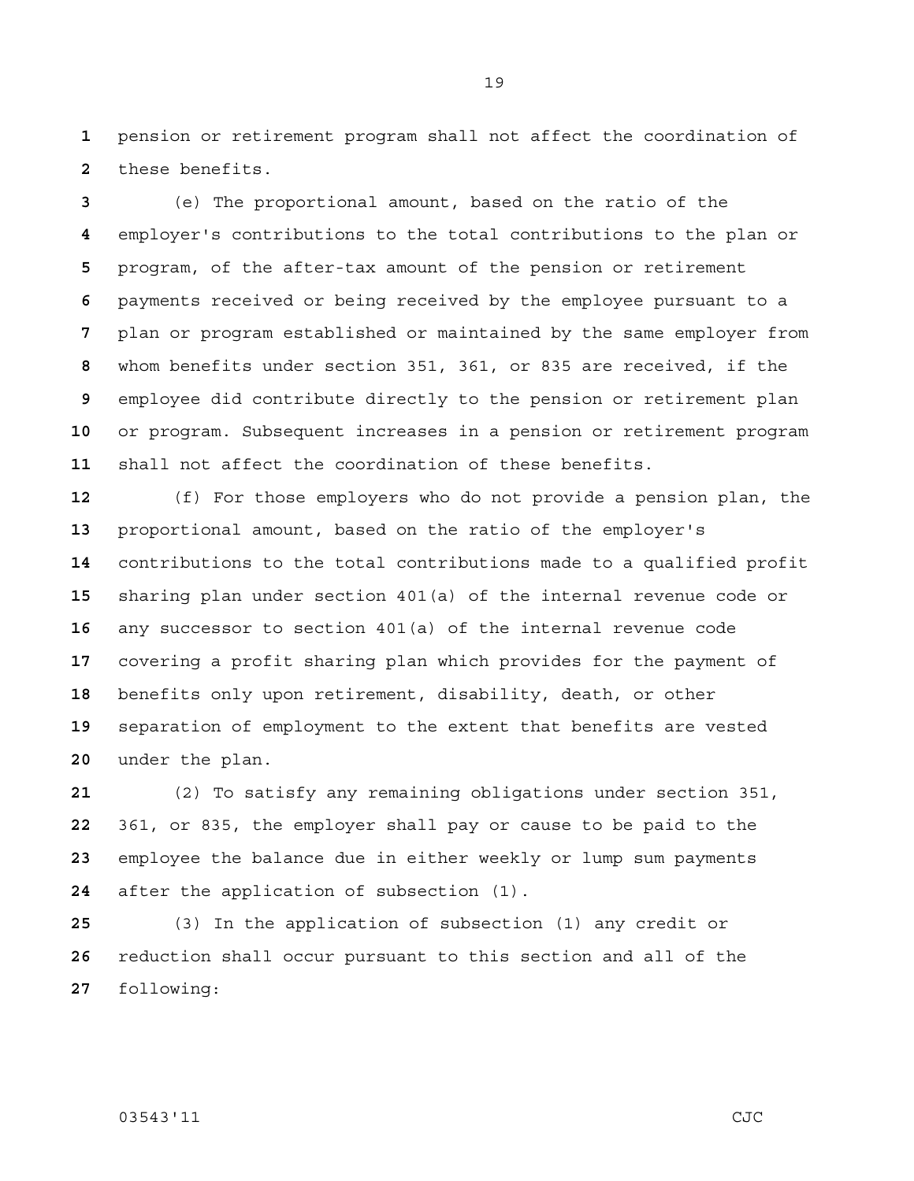pension or retirement program shall not affect the coordination of these benefits.

(e) The proportional amount, based on the ratio of the employer's contributions to the total contributions to the plan or program, of the after-tax amount of the pension or retirement payments received or being received by the employee pursuant to a plan or program established or maintained by the same employer from whom benefits under section 351, 361, or 835 are received, if the employee did contribute directly to the pension or retirement plan or program. Subsequent increases in a pension or retirement program shall not affect the coordination of these benefits.

(f) For those employers who do not provide a pension plan, the proportional amount, based on the ratio of the employer's contributions to the total contributions made to a qualified profit sharing plan under section 401(a) of the internal revenue code or any successor to section 401(a) of the internal revenue code covering a profit sharing plan which provides for the payment of benefits only upon retirement, disability, death, or other separation of employment to the extent that benefits are vested under the plan.

(2) To satisfy any remaining obligations under section 351, 361, or 835, the employer shall pay or cause to be paid to the employee the balance due in either weekly or lump sum payments after the application of subsection (1).

(3) In the application of subsection (1) any credit or reduction shall occur pursuant to this section and all of the following: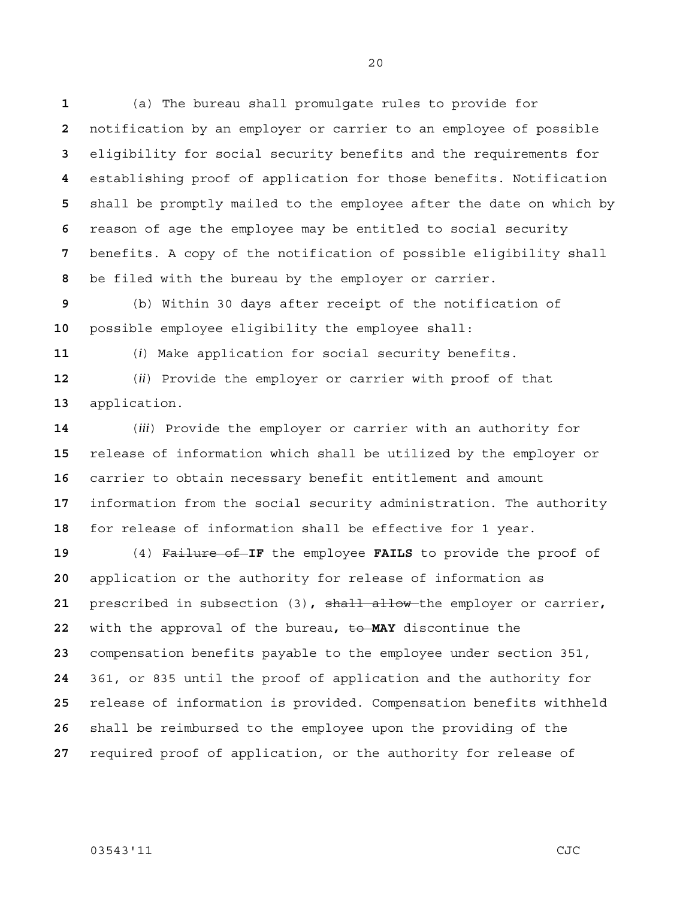(a) The bureau shall promulgate rules to provide for notification by an employer or carrier to an employee of possible eligibility for social security benefits and the requirements for establishing proof of application for those benefits. Notification shall be promptly mailed to the employee after the date on which by reason of age the employee may be entitled to social security benefits. A copy of the notification of possible eligibility shall be filed with the bureau by the employer or carrier.

(b) Within 30 days after receipt of the notification of possible employee eligibility the employee shall:

(*i*) Make application for social security benefits.

(*ii*) Provide the employer or carrier with proof of that application.

(*iii*) Provide the employer or carrier with an authority for release of information which shall be utilized by the employer or carrier to obtain necessary benefit entitlement and amount information from the social security administration. The authority for release of information shall be effective for 1 year.

(4) ~~Failure of~~ **IF** the employee **FAILS** to provide the proof of application or the authority for release of information as prescribed in subsection (3)**,** ~~shall allow~~ the employer or carrier**,** with the approval of the bureau**,** ~~to~~ **MAY** discontinue the compensation benefits payable to the employee under section 351, 361, or 835 until the proof of application and the authority for release of information is provided. Compensation benefits withheld shall be reimbursed to the employee upon the providing of the required proof of application, or the authority for release of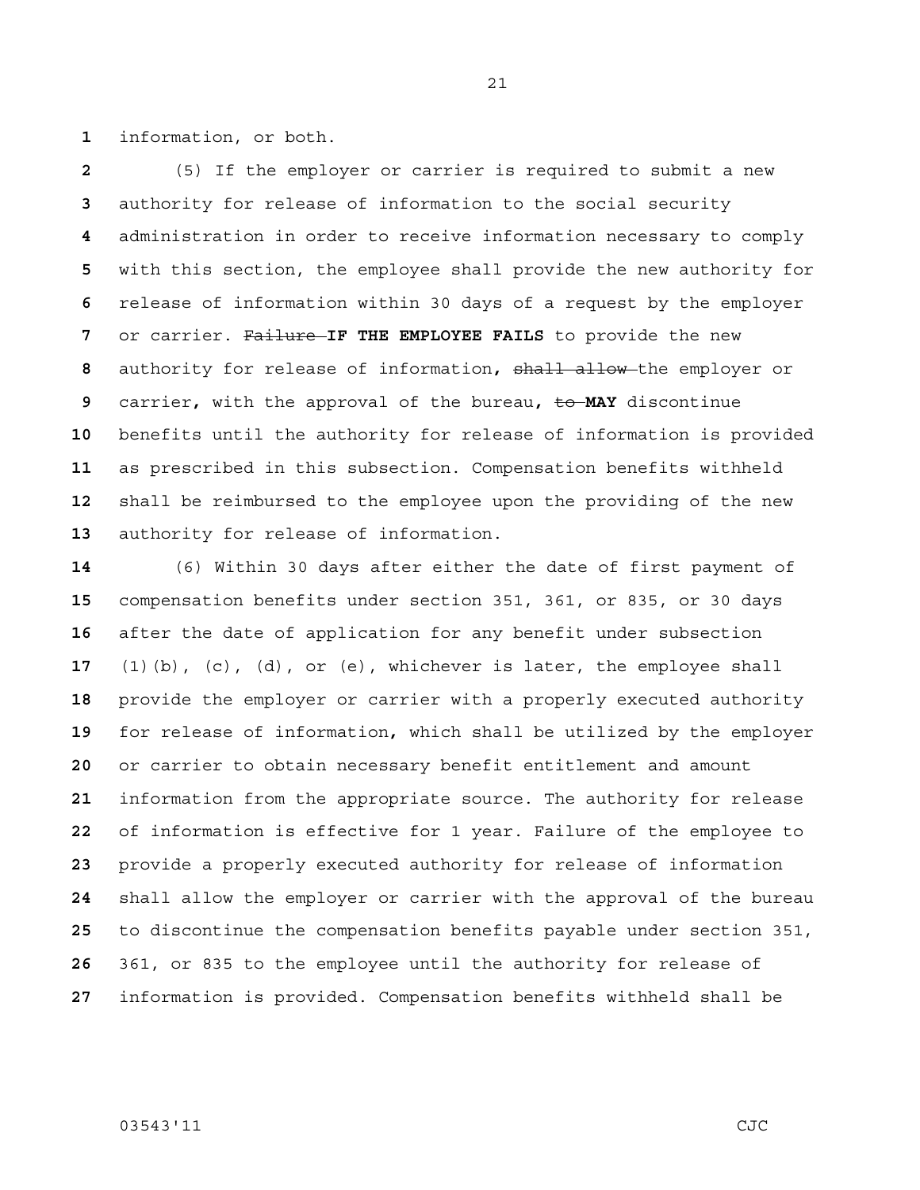information, or both.

(5) If the employer or carrier is required to submit a new authority for release of information to the social security administration in order to receive information necessary to comply with this section, the employee shall provide the new authority for release of information within 30 days of a request by the employer or carrier. ~~Failure~~ **IF THE EMPLOYEE FAILS** to provide the new authority for release of information**,** ~~shall allow~~ the employer or carrier**,** with the approval of the bureau**,** ~~to~~ **MAY** discontinue benefits until the authority for release of information is provided as prescribed in this subsection. Compensation benefits withheld shall be reimbursed to the employee upon the providing of the new authority for release of information.

(6) Within 30 days after either the date of first payment of compensation benefits under section 351, 361, or 835, or 30 days after the date of application for any benefit under subsection (1)(b), (c), (d), or (e), whichever is later, the employee shall provide the employer or carrier with a properly executed authority for release of information**,** which shall be utilized by the employer or carrier to obtain necessary benefit entitlement and amount information from the appropriate source. The authority for release of information is effective for 1 year. Failure of the employee to provide a properly executed authority for release of information shall allow the employer or carrier with the approval of the bureau to discontinue the compensation benefits payable under section 351, 361, or 835 to the employee until the authority for release of information is provided. Compensation benefits withheld shall be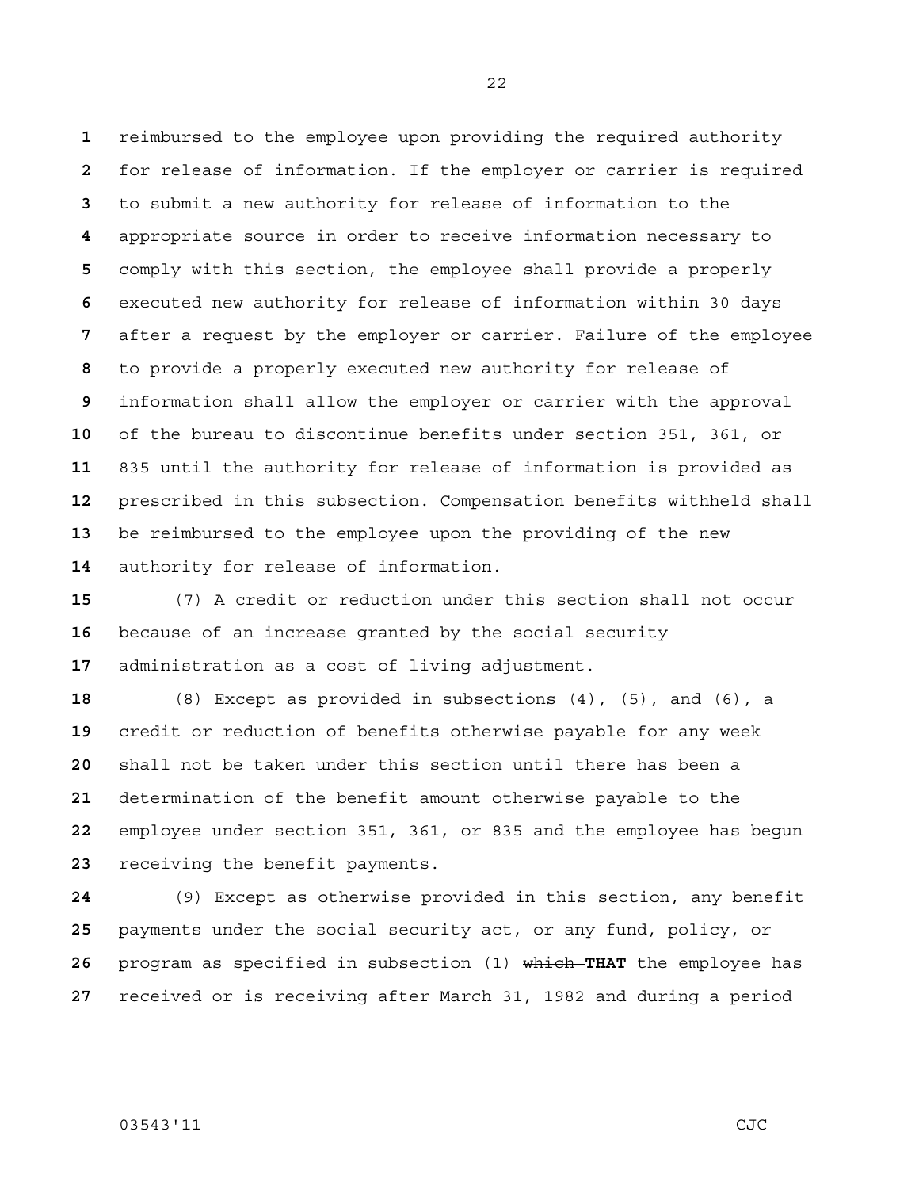reimbursed to the employee upon providing the required authority for release of information. If the employer or carrier is required to submit a new authority for release of information to the appropriate source in order to receive information necessary to comply with this section, the employee shall provide a properly executed new authority for release of information within 30 days after a request by the employer or carrier. Failure of the employee to provide a properly executed new authority for release of information shall allow the employer or carrier with the approval of the bureau to discontinue benefits under section 351, 361, or 835 until the authority for release of information is provided as prescribed in this subsection. Compensation benefits withheld shall be reimbursed to the employee upon the providing of the new authority for release of information.

(7) A credit or reduction under this section shall not occur because of an increase granted by the social security administration as a cost of living adjustment.

(8) Except as provided in subsections (4), (5), and (6), a credit or reduction of benefits otherwise payable for any week shall not be taken under this section until there has been a determination of the benefit amount otherwise payable to the employee under section 351, 361, or 835 and the employee has begun receiving the benefit payments.

(9) Except as otherwise provided in this section, any benefit payments under the social security act, or any fund, policy, or program as specified in subsection (1) ~~which~~ **THAT** the employee has received or is receiving after March 31, 1982 and during a period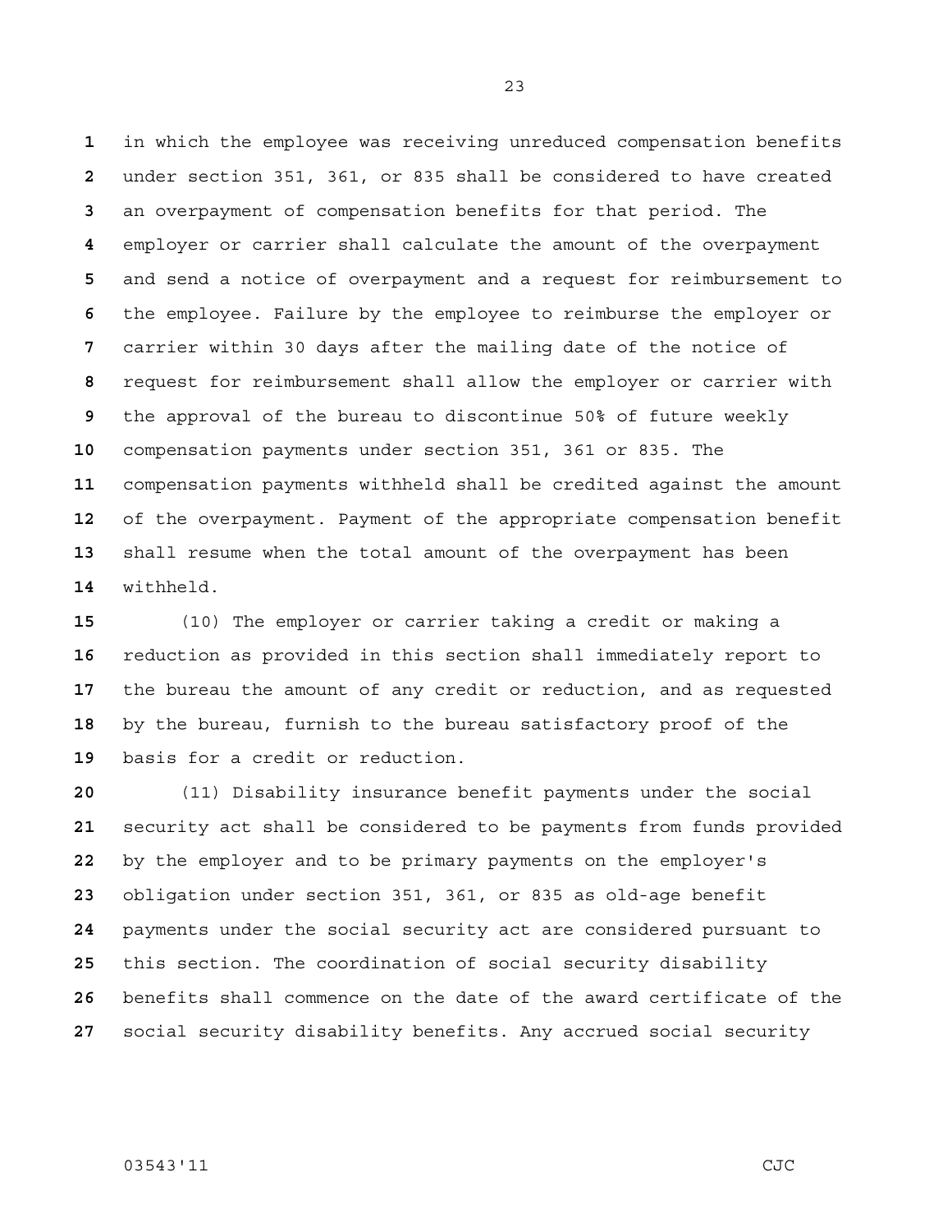in which the employee was receiving unreduced compensation benefits under section 351, 361, or 835 shall be considered to have created an overpayment of compensation benefits for that period. The employer or carrier shall calculate the amount of the overpayment and send a notice of overpayment and a request for reimbursement to the employee. Failure by the employee to reimburse the employer or carrier within 30 days after the mailing date of the notice of request for reimbursement shall allow the employer or carrier with the approval of the bureau to discontinue 50% of future weekly compensation payments under section 351, 361 or 835. The compensation payments withheld shall be credited against the amount of the overpayment. Payment of the appropriate compensation benefit shall resume when the total amount of the overpayment has been withheld.

(10) The employer or carrier taking a credit or making a reduction as provided in this section shall immediately report to the bureau the amount of any credit or reduction, and as requested by the bureau, furnish to the bureau satisfactory proof of the basis for a credit or reduction.

(11) Disability insurance benefit payments under the social security act shall be considered to be payments from funds provided by the employer and to be primary payments on the employer's obligation under section 351, 361, or 835 as old-age benefit payments under the social security act are considered pursuant to this section. The coordination of social security disability benefits shall commence on the date of the award certificate of the social security disability benefits. Any accrued social security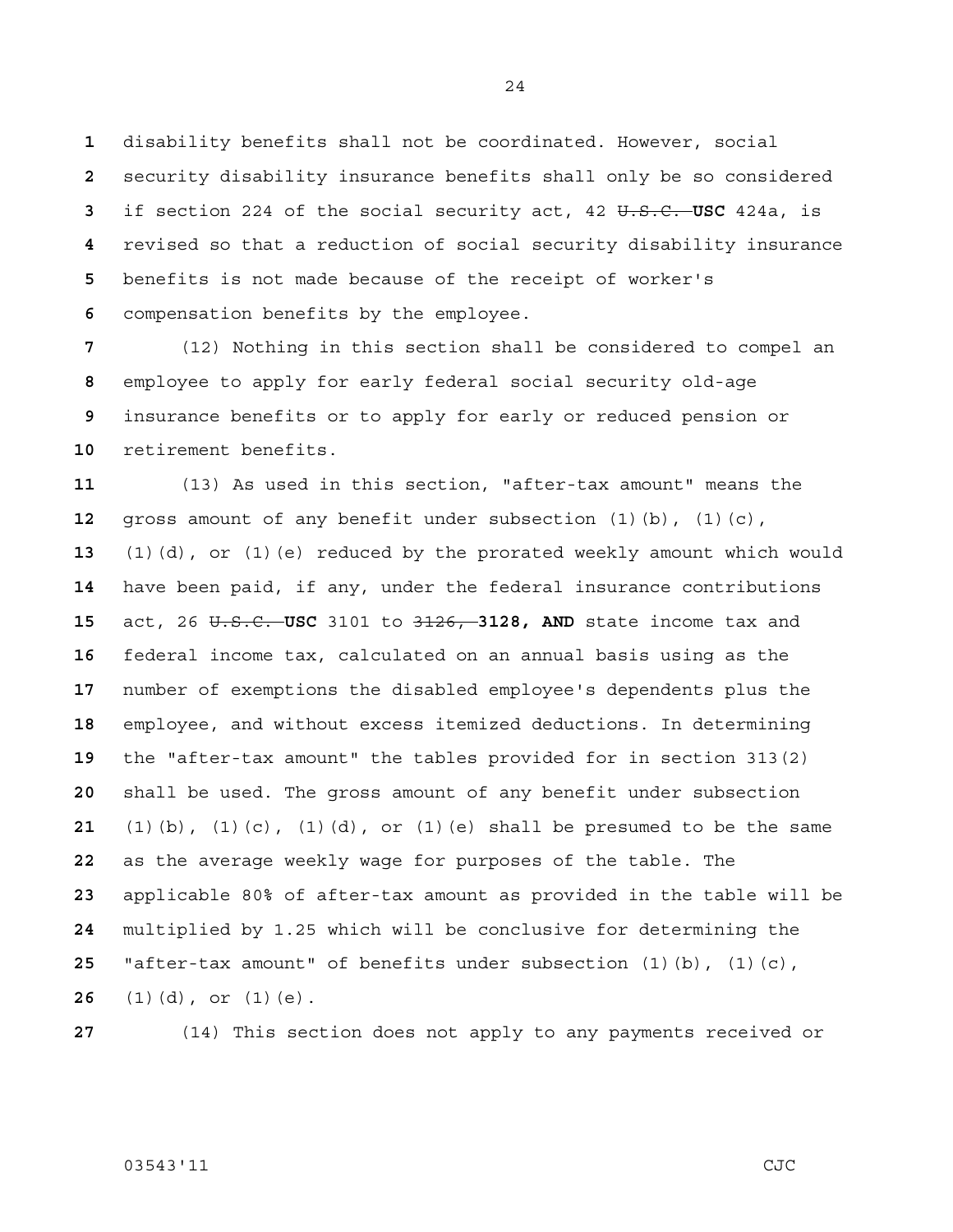disability benefits shall not be coordinated. However, social security disability insurance benefits shall only be so considered if section 224 of the social security act, 42 ~~U.S.C.~~ **USC** 424a, is revised so that a reduction of social security disability insurance benefits is not made because of the receipt of worker's compensation benefits by the employee.

(12) Nothing in this section shall be considered to compel an employee to apply for early federal social security old-age insurance benefits or to apply for early or reduced pension or retirement benefits.

(13) As used in this section, "after-tax amount" means the gross amount of any benefit under subsection (1)(b), (1)(c), (1)(d), or (1)(e) reduced by the prorated weekly amount which would have been paid, if any, under the federal insurance contributions act, 26 ~~U.S.C.~~ **USC** 3101 to ~~3126,~~ **3128, AND** state income tax and federal income tax, calculated on an annual basis using as the number of exemptions the disabled employee's dependents plus the employee, and without excess itemized deductions. In determining the "after-tax amount" the tables provided for in section 313(2) shall be used. The gross amount of any benefit under subsection (1)(b), (1)(c), (1)(d), or (1)(e) shall be presumed to be the same as the average weekly wage for purposes of the table. The applicable 80% of after-tax amount as provided in the table will be multiplied by 1.25 which will be conclusive for determining the "after-tax amount" of benefits under subsection (1)(b), (1)(c), (1)(d), or (1)(e).

(14) This section does not apply to any payments received or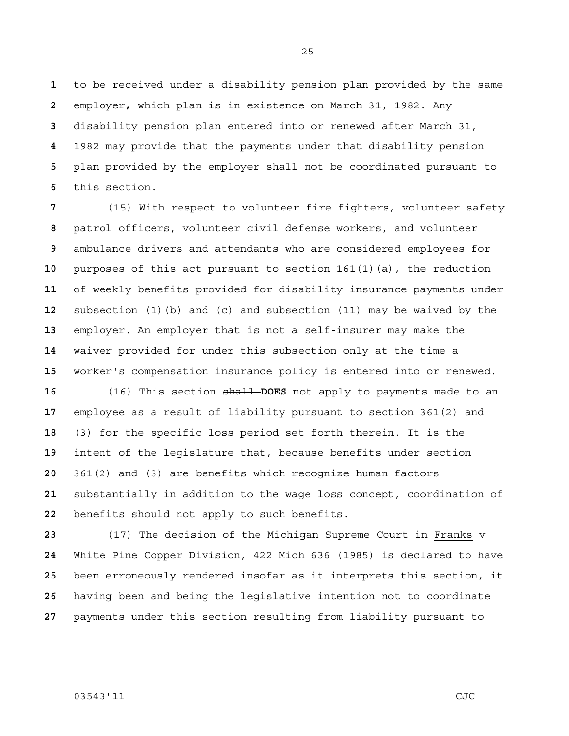to be received under a disability pension plan provided by the same employer, which plan is in existence on March 31, 1982. Any disability pension plan entered into or renewed after March 31, 1982 may provide that the payments under that disability pension plan provided by the employer shall not be coordinated pursuant to this section.

(15) With respect to volunteer fire fighters, volunteer safety patrol officers, volunteer civil defense workers, and volunteer ambulance drivers and attendants who are considered employees for purposes of this act pursuant to section 161(1)(a), the reduction of weekly benefits provided for disability insurance payments under subsection (1)(b) and (c) and subsection (11) may be waived by the employer. An employer that is not a self-insurer may make the waiver provided for under this subsection only at the time a worker's compensation insurance policy is entered into or renewed.

(16) This section ~~shall~~ **DOES** not apply to payments made to an employee as a result of liability pursuant to section 361(2) and (3) for the specific loss period set forth therein. It is the intent of the legislature that, because benefits under section 361(2) and (3) are benefits which recognize human factors substantially in addition to the wage loss concept, coordination of benefits should not apply to such benefits.

(17) The decision of the Michigan Supreme Court in Franks v White Pine Copper Division, 422 Mich 636 (1985) is declared to have been erroneously rendered insofar as it interprets this section, it having been and being the legislative intention not to coordinate payments under this section resulting from liability pursuant to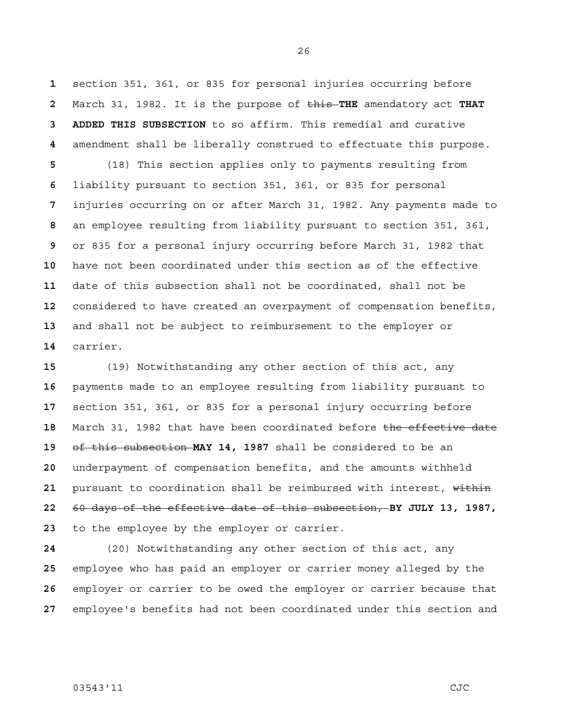section 351, 361, or 835 for personal injuries occurring before March 31, 1982. It is the purpose of ~~this~~ **THE** amendatory act **THAT ADDED THIS SUBSECTION** to so affirm. This remedial and curative amendment shall be liberally construed to effectuate this purpose.

(18) This section applies only to payments resulting from liability pursuant to section 351, 361, or 835 for personal injuries occurring on or after March 31, 1982. Any payments made to an employee resulting from liability pursuant to section 351, 361, or 835 for a personal injury occurring before March 31, 1982 that have not been coordinated under this section as of the effective date of this subsection shall not be coordinated, shall not be considered to have created an overpayment of compensation benefits, and shall not be subject to reimbursement to the employer or carrier.

(19) Notwithstanding any other section of this act, any payments made to an employee resulting from liability pursuant to section 351, 361, or 835 for a personal injury occurring before March 31, 1982 that have been coordinated before ~~the effective date of this subsection~~ **MAY 14, 1987** shall be considered to be an underpayment of compensation benefits, and the amounts withheld pursuant to coordination shall be reimbursed with interest, ~~within 60 days of the effective date of this subsection,~~ **BY JULY 13, 1987,** to the employee by the employer or carrier.

(20) Notwithstanding any other section of this act, any employee who has paid an employer or carrier money alleged by the employer or carrier to be owed the employer or carrier because that employee's benefits had not been coordinated under this section and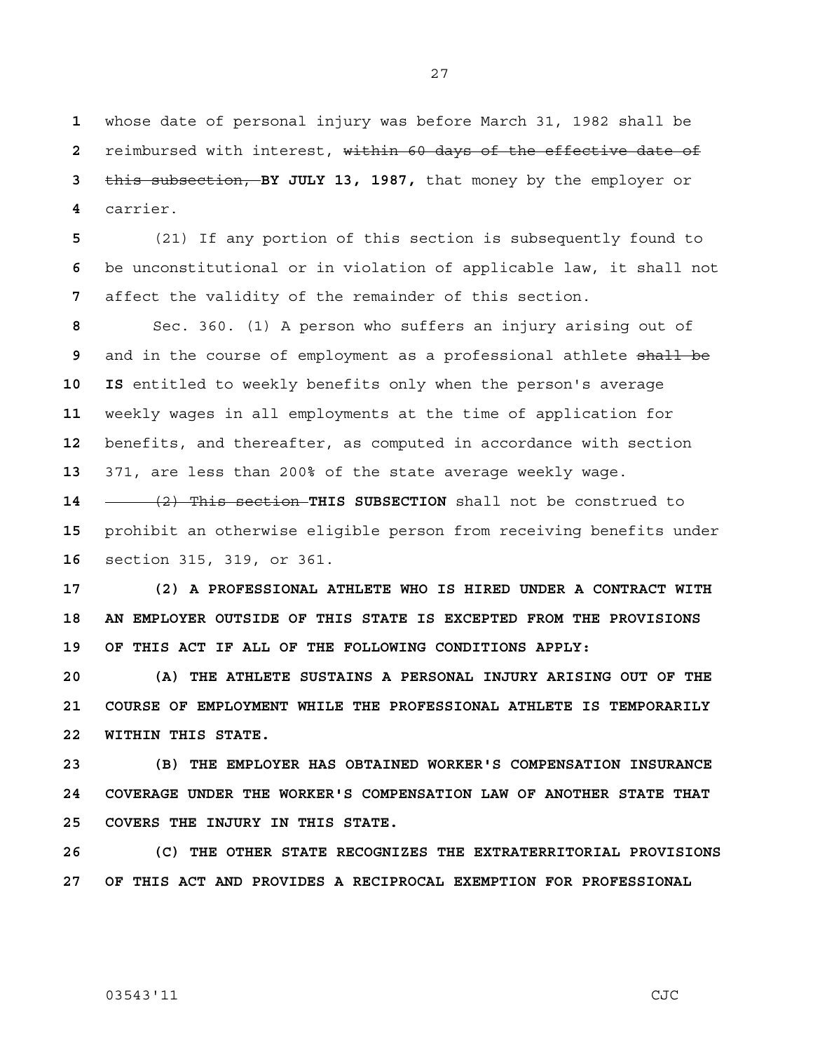whose date of personal injury was before March 31, 1982 shall be reimbursed with interest, ~~within 60 days of the effective date of this subsection,~~ **BY JULY 13, 1987,** that money by the employer or carrier.

(21) If any portion of this section is subsequently found to be unconstitutional or in violation of applicable law, it shall not affect the validity of the remainder of this section.

Sec. 360. (1) A person who suffers an injury arising out of and in the course of employment as a professional athlete ~~shall be~~ **IS** entitled to weekly benefits only when the person's average weekly wages in all employments at the time of application for benefits, and thereafter, as computed in accordance with section 371, are less than 200% of the state average weekly wage.

~~(2) This section~~ **THIS SUBSECTION** shall not be construed to prohibit an otherwise eligible person from receiving benefits under section 315, 319, or 361.

**(2) A PROFESSIONAL ATHLETE WHO IS HIRED UNDER A CONTRACT WITH AN EMPLOYER OUTSIDE OF THIS STATE IS EXCEPTED FROM THE PROVISIONS OF THIS ACT IF ALL OF THE FOLLOWING CONDITIONS APPLY:**

**(A) THE ATHLETE SUSTAINS A PERSONAL INJURY ARISING OUT OF THE COURSE OF EMPLOYMENT WHILE THE PROFESSIONAL ATHLETE IS TEMPORARILY WITHIN THIS STATE.**

**(B) THE EMPLOYER HAS OBTAINED WORKER'S COMPENSATION INSURANCE COVERAGE UNDER THE WORKER'S COMPENSATION LAW OF ANOTHER STATE THAT COVERS THE INJURY IN THIS STATE.**

**(C) THE OTHER STATE RECOGNIZES THE EXTRATERRITORIAL PROVISIONS OF THIS ACT AND PROVIDES A RECIPROCAL EXEMPTION FOR PROFESSIONAL**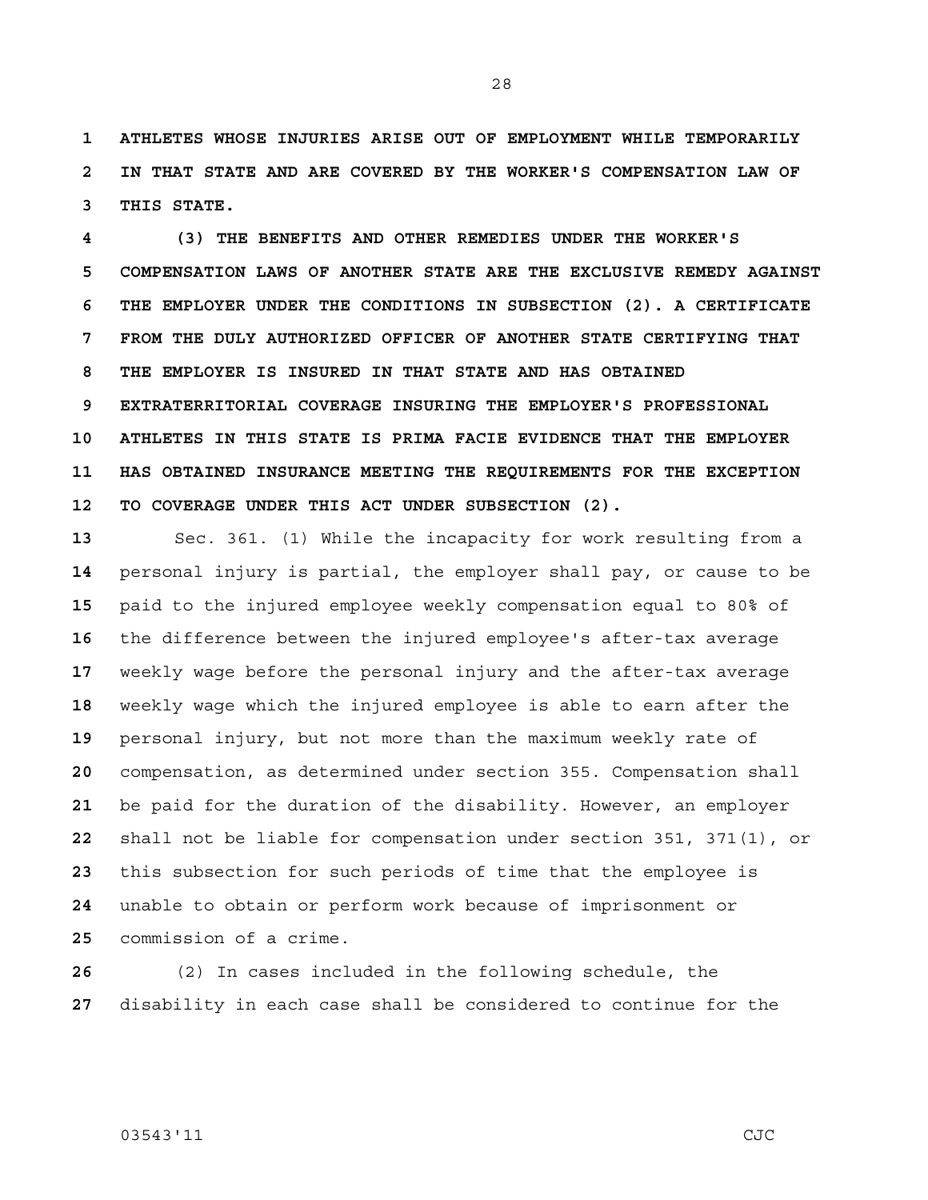**ATHLETES WHOSE INJURIES ARISE OUT OF EMPLOYMENT WHILE TEMPORARILY IN THAT STATE AND ARE COVERED BY THE WORKER'S COMPENSATION LAW OF THIS STATE.**

**(3) THE BENEFITS AND OTHER REMEDIES UNDER THE WORKER'S COMPENSATION LAWS OF ANOTHER STATE ARE THE EXCLUSIVE REMEDY AGAINST THE EMPLOYER UNDER THE CONDITIONS IN SUBSECTION (2). A CERTIFICATE FROM THE DULY AUTHORIZED OFFICER OF ANOTHER STATE CERTIFYING THAT THE EMPLOYER IS INSURED IN THAT STATE AND HAS OBTAINED EXTRATERRITORIAL COVERAGE INSURING THE EMPLOYER'S PROFESSIONAL ATHLETES IN THIS STATE IS PRIMA FACIE EVIDENCE THAT THE EMPLOYER HAS OBTAINED INSURANCE MEETING THE REQUIREMENTS FOR THE EXCEPTION TO COVERAGE UNDER THIS ACT UNDER SUBSECTION (2).**

Sec. 361. (1) While the incapacity for work resulting from a personal injury is partial, the employer shall pay, or cause to be paid to the injured employee weekly compensation equal to 80% of the difference between the injured employee's after-tax average weekly wage before the personal injury and the after-tax average weekly wage which the injured employee is able to earn after the personal injury, but not more than the maximum weekly rate of compensation, as determined under section 355. Compensation shall be paid for the duration of the disability. However, an employer shall not be liable for compensation under section 351, 371(1), or this subsection for such periods of time that the employee is unable to obtain or perform work because of imprisonment or commission of a crime.

(2) In cases included in the following schedule, the disability in each case shall be considered to continue for the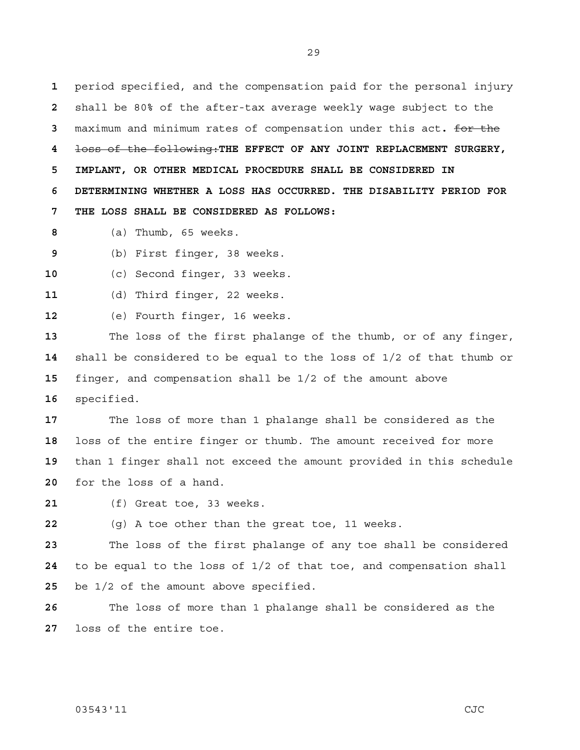period specified, and the compensation paid for the personal injury shall be 80% of the after-tax average weekly wage subject to the maximum and minimum rates of compensation under this act. ~~for the loss of the following:~~**THE EFFECT OF ANY JOINT REPLACEMENT SURGERY, IMPLANT, OR OTHER MEDICAL PROCEDURE SHALL BE CONSIDERED IN DETERMINING WHETHER A LOSS HAS OCCURRED. THE DISABILITY PERIOD FOR THE LOSS SHALL BE CONSIDERED AS FOLLOWS:**

(a) Thumb, 65 weeks.

(b) First finger, 38 weeks.

(c) Second finger, 33 weeks.

(d) Third finger, 22 weeks.

(e) Fourth finger, 16 weeks.

The loss of the first phalange of the thumb, or of any finger, shall be considered to be equal to the loss of 1/2 of that thumb or finger, and compensation shall be 1/2 of the amount above specified.

The loss of more than 1 phalange shall be considered as the loss of the entire finger or thumb. The amount received for more than 1 finger shall not exceed the amount provided in this schedule for the loss of a hand.

(f) Great toe, 33 weeks.

(g) A toe other than the great toe, 11 weeks.

The loss of the first phalange of any toe shall be considered to be equal to the loss of 1/2 of that toe, and compensation shall be 1/2 of the amount above specified.

The loss of more than 1 phalange shall be considered as the loss of the entire toe.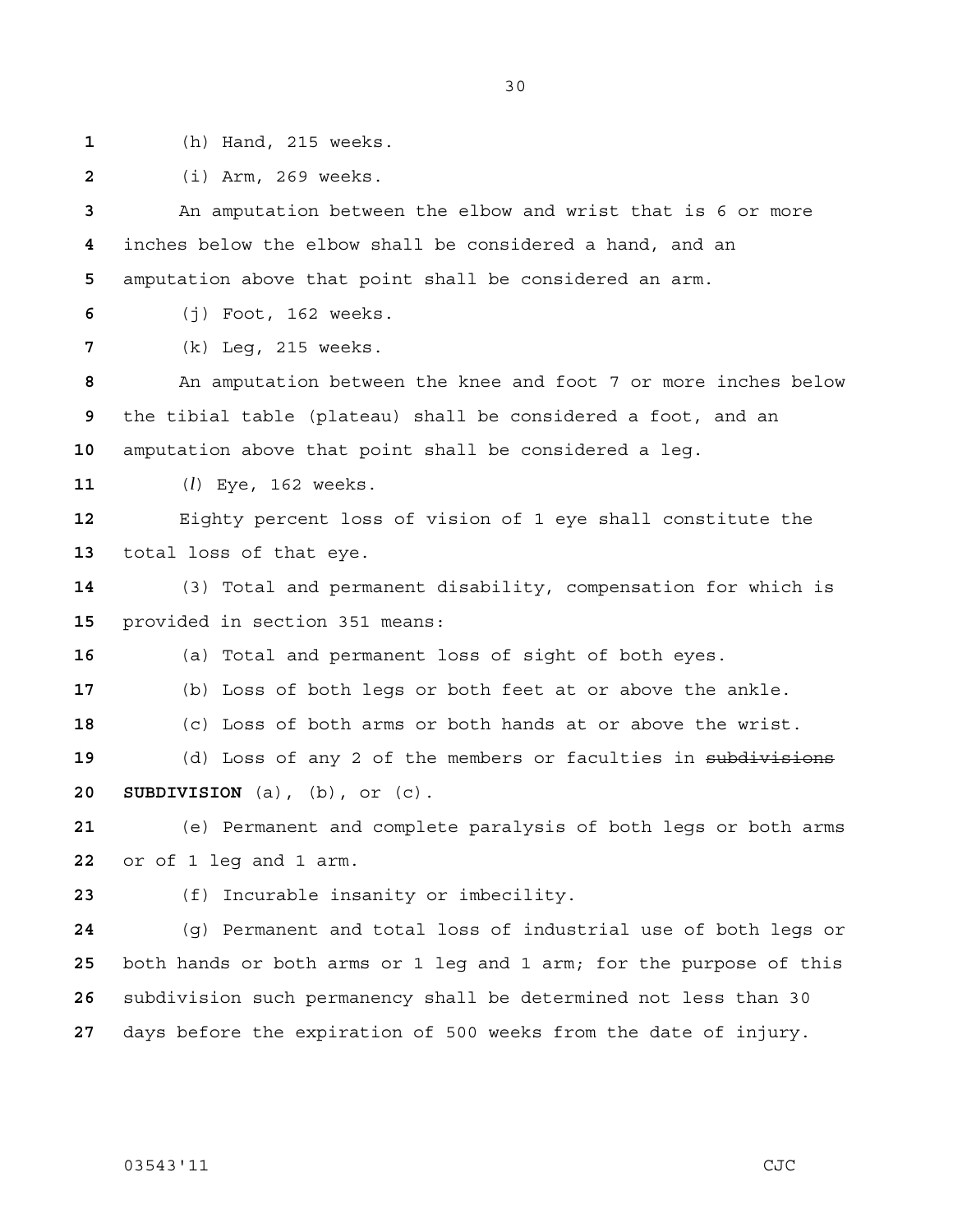(h) Hand, 215 weeks.

(i) Arm, 269 weeks.

An amputation between the elbow and wrist that is 6 or more inches below the elbow shall be considered a hand, and an amputation above that point shall be considered an arm.

(j) Foot, 162 weeks.

(k) Leg, 215 weeks.

An amputation between the knee and foot 7 or more inches below the tibial table (plateau) shall be considered a foot, and an amputation above that point shall be considered a leg.

(*l*) Eye, 162 weeks.

Eighty percent loss of vision of 1 eye shall constitute the total loss of that eye.

(3) Total and permanent disability, compensation for which is provided in section 351 means:

(a) Total and permanent loss of sight of both eyes.

(b) Loss of both legs or both feet at or above the ankle.

(c) Loss of both arms or both hands at or above the wrist.

(d) Loss of any 2 of the members or faculties in ~~subdivisions~~ **SUBDIVISION** (a), (b), or (c).

(e) Permanent and complete paralysis of both legs or both arms or of 1 leg and 1 arm.

(f) Incurable insanity or imbecility.

(g) Permanent and total loss of industrial use of both legs or both hands or both arms or 1 leg and 1 arm; for the purpose of this subdivision such permanency shall be determined not less than 30 days before the expiration of 500 weeks from the date of injury.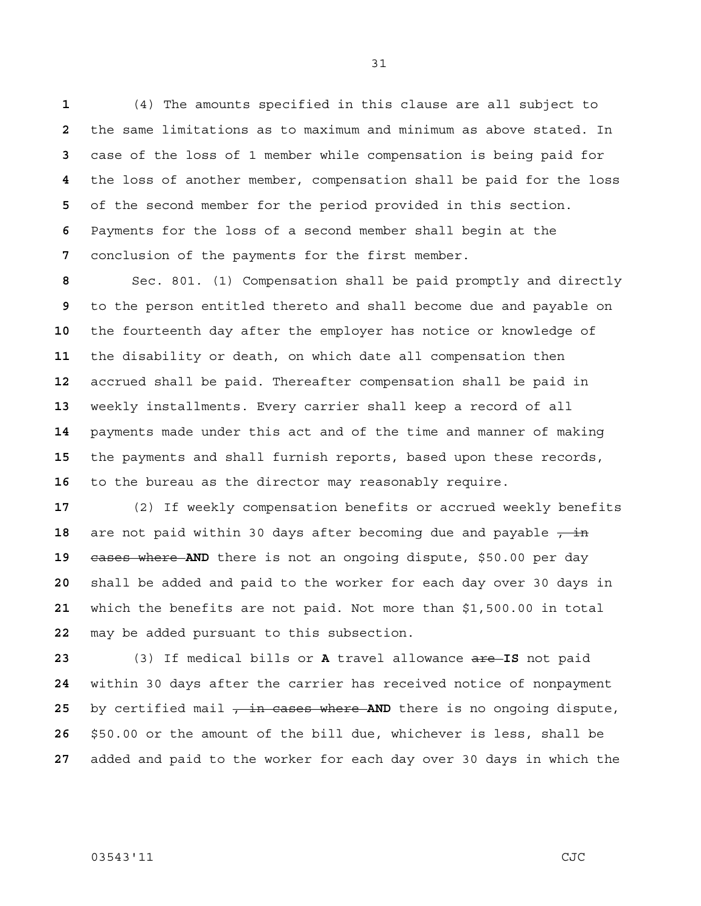(4) The amounts specified in this clause are all subject to the same limitations as to maximum and minimum as above stated. In case of the loss of 1 member while compensation is being paid for the loss of another member, compensation shall be paid for the loss of the second member for the period provided in this section. Payments for the loss of a second member shall begin at the conclusion of the payments for the first member.

Sec. 801. (1) Compensation shall be paid promptly and directly to the person entitled thereto and shall become due and payable on the fourteenth day after the employer has notice or knowledge of the disability or death, on which date all compensation then accrued shall be paid. Thereafter compensation shall be paid in weekly installments. Every carrier shall keep a record of all payments made under this act and of the time and manner of making the payments and shall furnish reports, based upon these records, to the bureau as the director may reasonably require.

(2) If weekly compensation benefits or accrued weekly benefits are not paid within 30 days after becoming due and payable ~~, in cases where~~ **AND** there is not an ongoing dispute, \$50.00 per day shall be added and paid to the worker for each day over 30 days in which the benefits are not paid. Not more than \$1,500.00 in total may be added pursuant to this subsection.

(3) If medical bills or **A** travel allowance ~~are~~ **IS** not paid within 30 days after the carrier has received notice of nonpayment by certified mail ~~, in cases where~~ **AND** there is no ongoing dispute, \$50.00 or the amount of the bill due, whichever is less, shall be added and paid to the worker for each day over 30 days in which the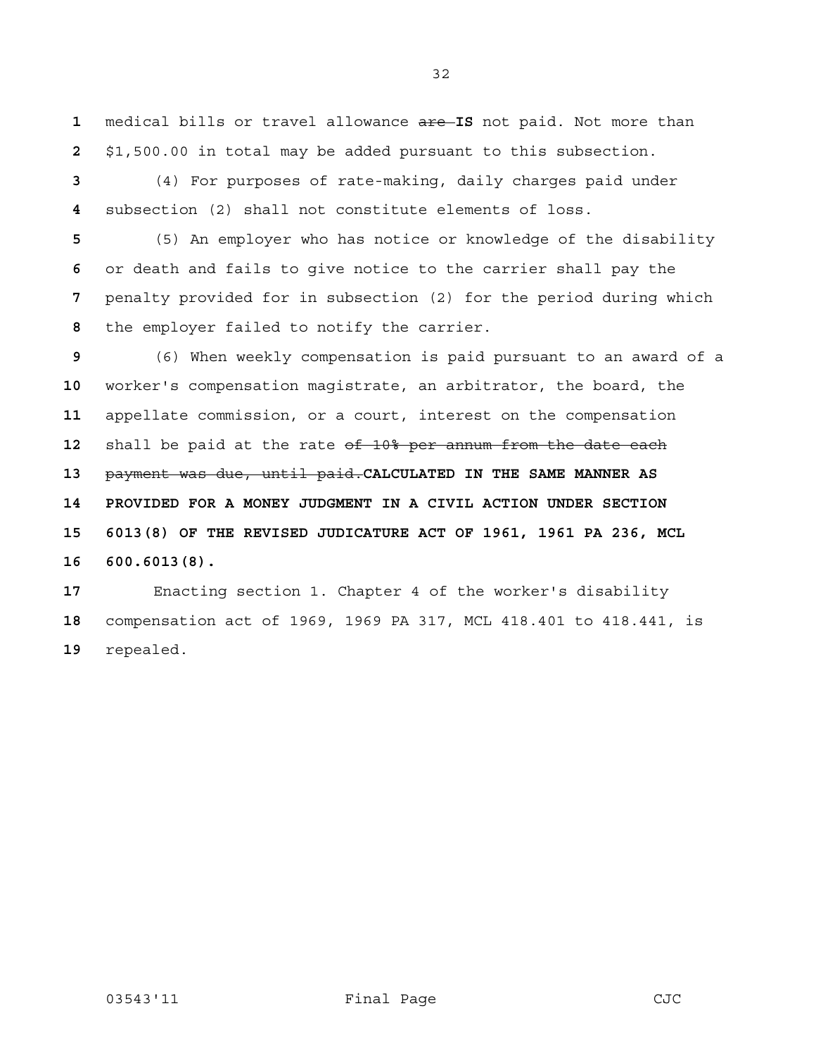medical bills or travel allowance ~~are~~ **IS** not paid. Not more than $1,500.00 in total may be added pursuant to this subsection.

(4) For purposes of rate-making, daily charges paid under subsection (2) shall not constitute elements of loss.

(5) An employer who has notice or knowledge of the disability or death and fails to give notice to the carrier shall pay the penalty provided for in subsection (2) for the period during which the employer failed to notify the carrier.

(6) When weekly compensation is paid pursuant to an award of a worker's compensation magistrate, an arbitrator, the board, the appellate commission, or a court, interest on the compensation shall be paid at the rate ~~of 10% per annum from the date each payment was due, until paid.~~ **CALCULATED IN THE SAME MANNER AS PROVIDED FOR A MONEY JUDGMENT IN A CIVIL ACTION UNDER SECTION 6013(8) OF THE REVISED JUDICATURE ACT OF 1961, 1961 PA 236, MCL 600.6013(8).**

Enacting section 1. Chapter 4 of the worker's disability compensation act of 1969, 1969 PA 317, MCL 418.401 to 418.441, is repealed.